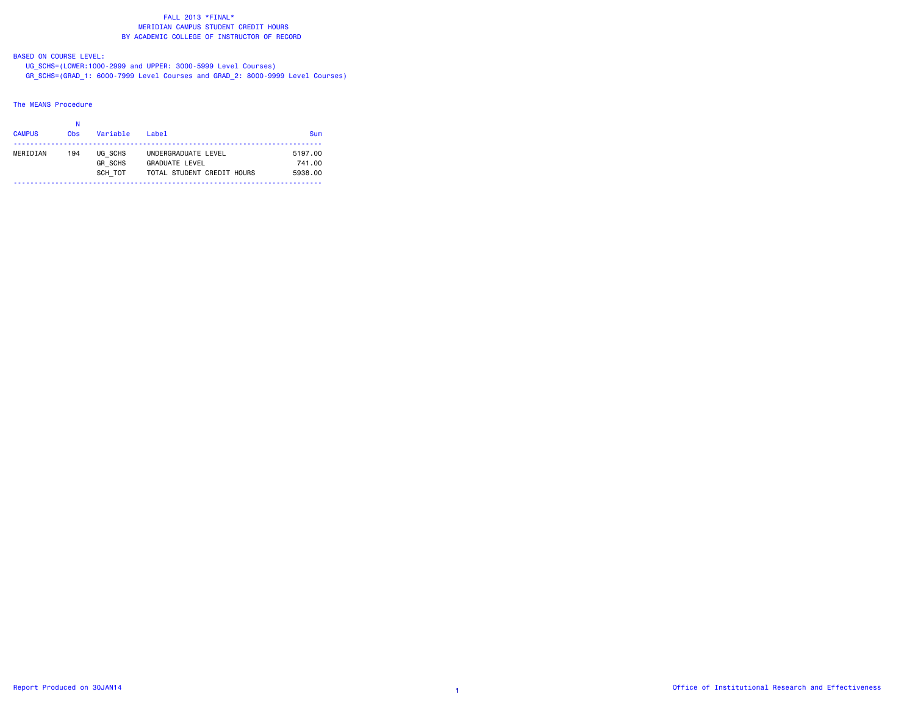# FALL 2013 *FINAL*
## MERIDIAN CAMPUS STUDENT CREDIT HOURS
## BY ACADEMIC COLLEGE OF INSTRUCTOR OF RECORD

BASED ON COURSE LEVEL:
UG_SCHS=(LOWER:1000-2999 and UPPER: 3000-5999 Level Courses)
GR_SCHS=(GRAD_1: 6000-7999 Level Courses and GRAD_2: 8000-9999 Level Courses)

The MEANS Procedure

| CAMPUS | N Obs | Variable | Label | Sum |
|---|---|---|---|---|
| MERIDIAN | 194 | UG_SCHS | UNDERGRADUATE LEVEL | 5197.00 |
| | | GR_SCHS | GRADUATE LEVEL | 741.00 |
| | | SCH_TOT | TOTAL STUDENT CREDIT HOURS | 5938.00 |

Report Produced on 30JAN14

Office of Institutional Research and Effectiveness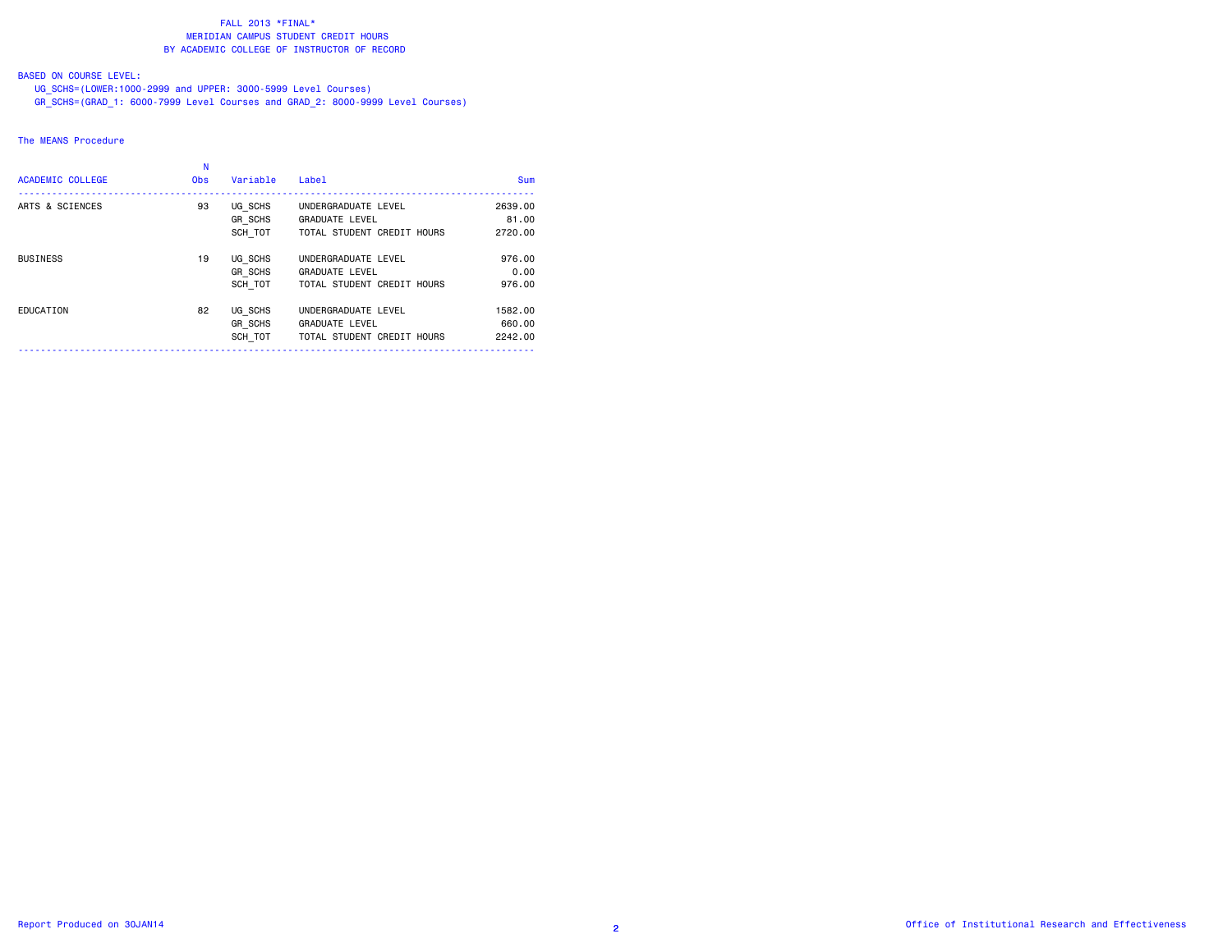# FALL 2013 *FINAL*
## MERIDIAN CAMPUS STUDENT CREDIT HOURS
## BY ACADEMIC COLLEGE OF INSTRUCTOR OF RECORD

BASED ON COURSE LEVEL:
UG_SCHS=(LOWER:1000-2999 and UPPER: 3000-5999 Level Courses)
GR_SCHS=(GRAD_1: 6000-7999 Level Courses and GRAD_2: 8000-9999 Level Courses)

The MEANS Procedure

| ACADEMIC COLLEGE | N Obs | Variable | Label | Sum |
|---|---|---|---|---|
| ARTS & SCIENCES | 93 | UG_SCHS | UNDERGRADUATE LEVEL | 2639.00 |
| | | GR_SCHS | GRADUATE LEVEL | 81.00 |
| | | SCH_TOT | TOTAL STUDENT CREDIT HOURS | 2720.00 |
| BUSINESS | 19 | UG_SCHS | UNDERGRADUATE LEVEL | 976.00 |
| | | GR_SCHS | GRADUATE LEVEL | 0.00 |
| | | SCH_TOT | TOTAL STUDENT CREDIT HOURS | 976.00 |
| EDUCATION | 82 | UG_SCHS | UNDERGRADUATE LEVEL | 1582.00 |
| | | GR_SCHS | GRADUATE LEVEL | 660.00 |
| | | SCH_TOT | TOTAL STUDENT CREDIT HOURS | 2242.00 |

Report Produced on 30JAN14

Office of Institutional Research and Effectiveness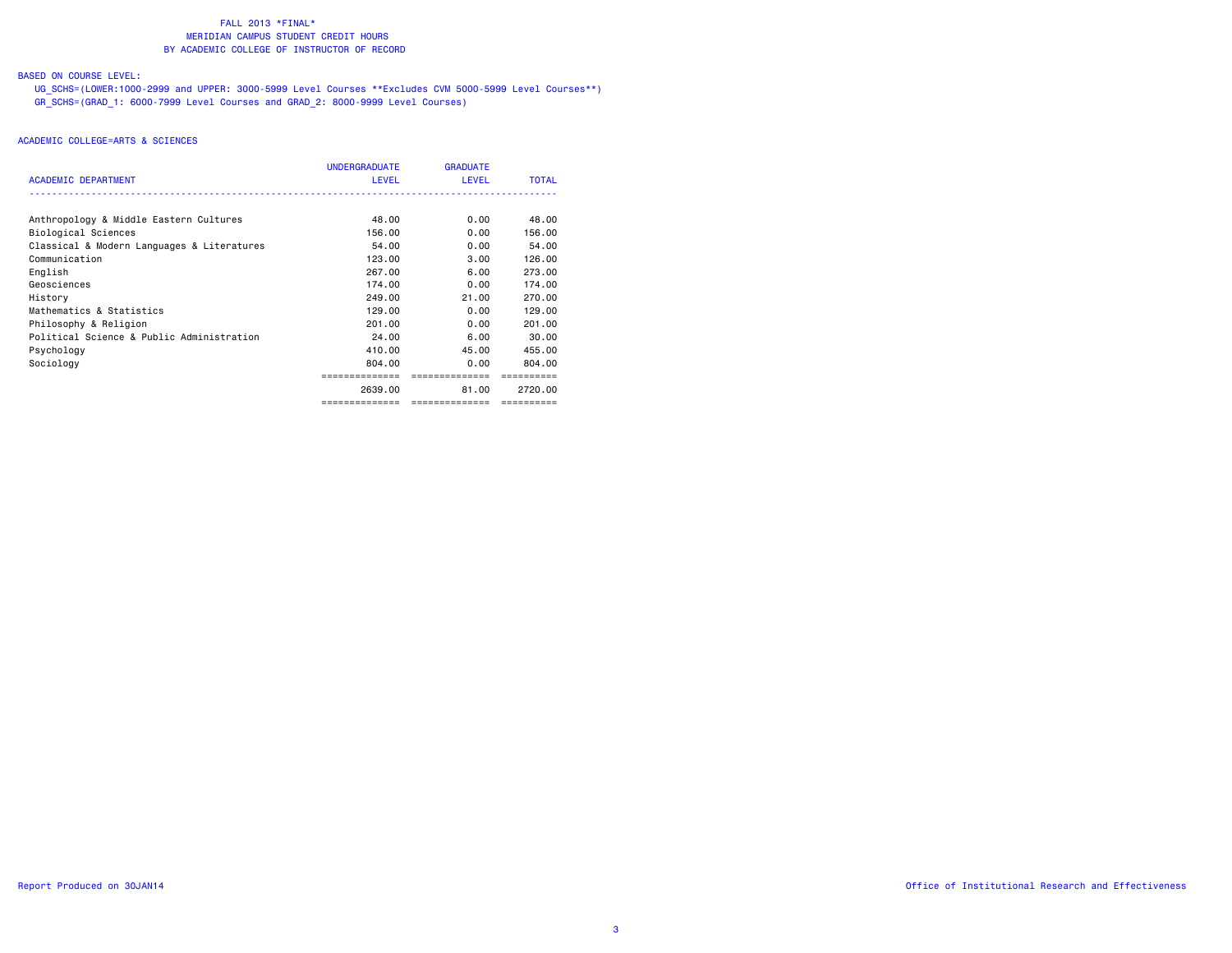# FALL 2013 *FINAL*
## MERIDIAN CAMPUS STUDENT CREDIT HOURS
## BY ACADEMIC COLLEGE OF INSTRUCTOR OF RECORD

BASED ON COURSE LEVEL:

UG_SCHS=(LOWER:1000-2999 and UPPER: 3000-5999 Level Courses **Excludes CVM 5000-5999 Level Courses**)
GR_SCHS=(GRAD_1: 6000-7999 Level Courses and GRAD_2: 8000-9999 Level Courses)

ACADEMIC COLLEGE=ARTS & SCIENCES

| ACADEMIC DEPARTMENT | UNDERGRADUATE LEVEL | GRADUATE LEVEL | TOTAL |
|---|---|---|---|
| Anthropology & Middle Eastern Cultures | 48.00 | 0.00 | 48.00 |
| Biological Sciences | 156.00 | 0.00 | 156.00 |
| Classical & Modern Languages & Literatures | 54.00 | 0.00 | 54.00 |
| Communication | 123.00 | 3.00 | 126.00 |
| English | 267.00 | 6.00 | 273.00 |
| Geosciences | 174.00 | 0.00 | 174.00 |
| History | 249.00 | 21.00 | 270.00 |
| Mathematics & Statistics | 129.00 | 0.00 | 129.00 |
| Philosophy & Religion | 201.00 | 0.00 | 201.00 |
| Political Science & Public Administration | 24.00 | 6.00 | 30.00 |
| Psychology | 410.00 | 45.00 | 455.00 |
| Sociology | 804.00 | 0.00 | 804.00 |
| | 2639.00 | 81.00 | 2720.00 |

Report Produced on 30JAN14

Office of Institutional Research and Effectiveness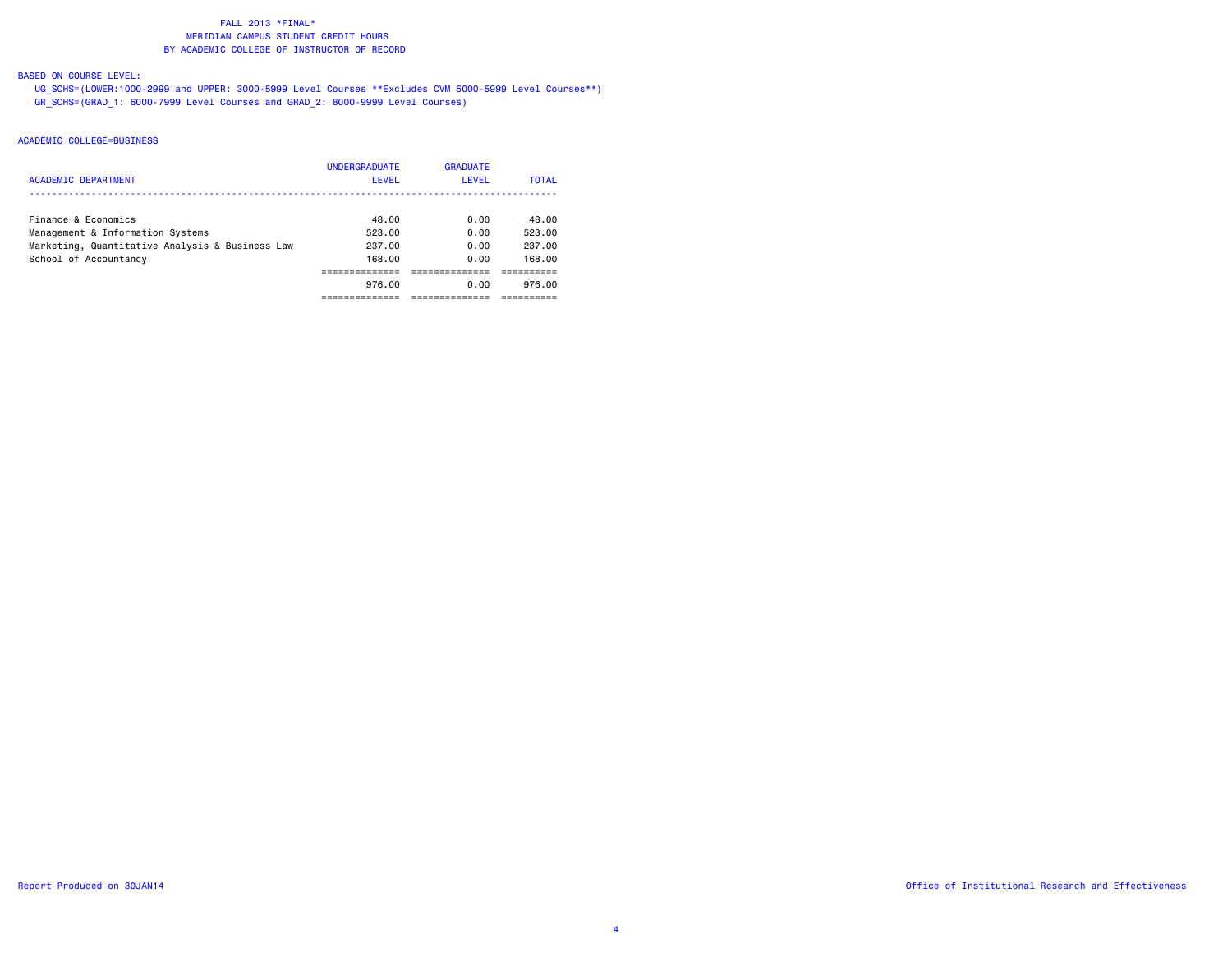FALL 2013 *FINAL*
MERIDIAN CAMPUS STUDENT CREDIT HOURS
BY ACADEMIC COLLEGE OF INSTRUCTOR OF RECORD

BASED ON COURSE LEVEL:
UG_SCHS=(LOWER:1000-2999 and UPPER: 3000-5999 Level Courses **Excludes CVM 5000-5999 Level Courses**)
GR_SCHS=(GRAD_1: 6000-7999 Level Courses and GRAD_2: 8000-9999 Level Courses)

ACADEMIC COLLEGE=BUSINESS

| ACADEMIC DEPARTMENT | UNDERGRADUATE LEVEL | GRADUATE LEVEL | TOTAL |
|---|---|---|---|
| Finance & Economics | 48.00 | 0.00 | 48.00 |
| Management & Information Systems | 523.00 | 0.00 | 523.00 |
| Marketing, Quantitative Analysis & Business Law | 237.00 | 0.00 | 237.00 |
| School of Accountancy | 168.00 | 0.00 | 168.00 |
| | 976.00 | 0.00 | 976.00 |

Report Produced on 30JAN14

Office of Institutional Research and Effectiveness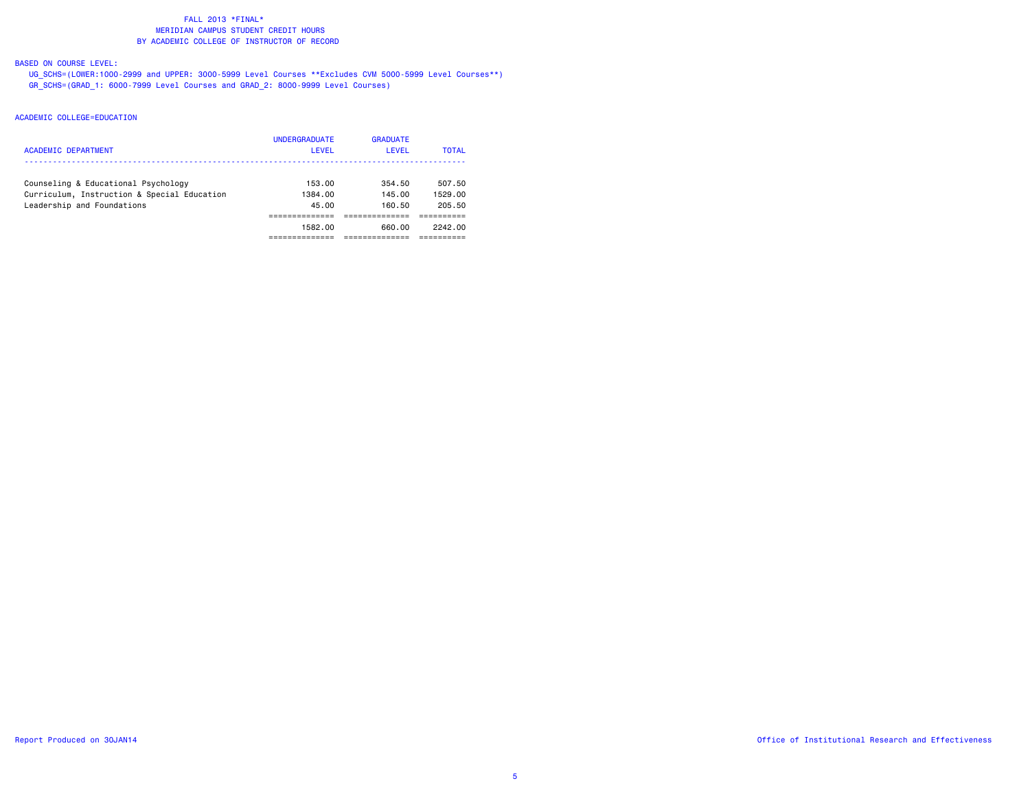FALL 2013 *FINAL*
MERIDIAN CAMPUS STUDENT CREDIT HOURS
BY ACADEMIC COLLEGE OF INSTRUCTOR OF RECORD

BASED ON COURSE LEVEL:

UG_SCHS=(LOWER:1000-2999 and UPPER: 3000-5999 Level Courses **Excludes CVM 5000-5999 Level Courses**)
GR_SCHS=(GRAD_1: 6000-7999 Level Courses and GRAD_2: 8000-9999 Level Courses)

ACADEMIC COLLEGE=EDUCATION

| ACADEMIC DEPARTMENT | UNDERGRADUATE LEVEL | GRADUATE LEVEL | TOTAL |
|---|---|---|---|
| Counseling & Educational Psychology | 153.00 | 354.50 | 507.50 |
| Curriculum, Instruction & Special Education | 1384.00 | 145.00 | 1529.00 |
| Leadership and Foundations | 45.00 | 160.50 | 205.50 |
| | 1582.00 | 660.00 | 2242.00 |

Report Produced on 30JAN14

Office of Institutional Research and Effectiveness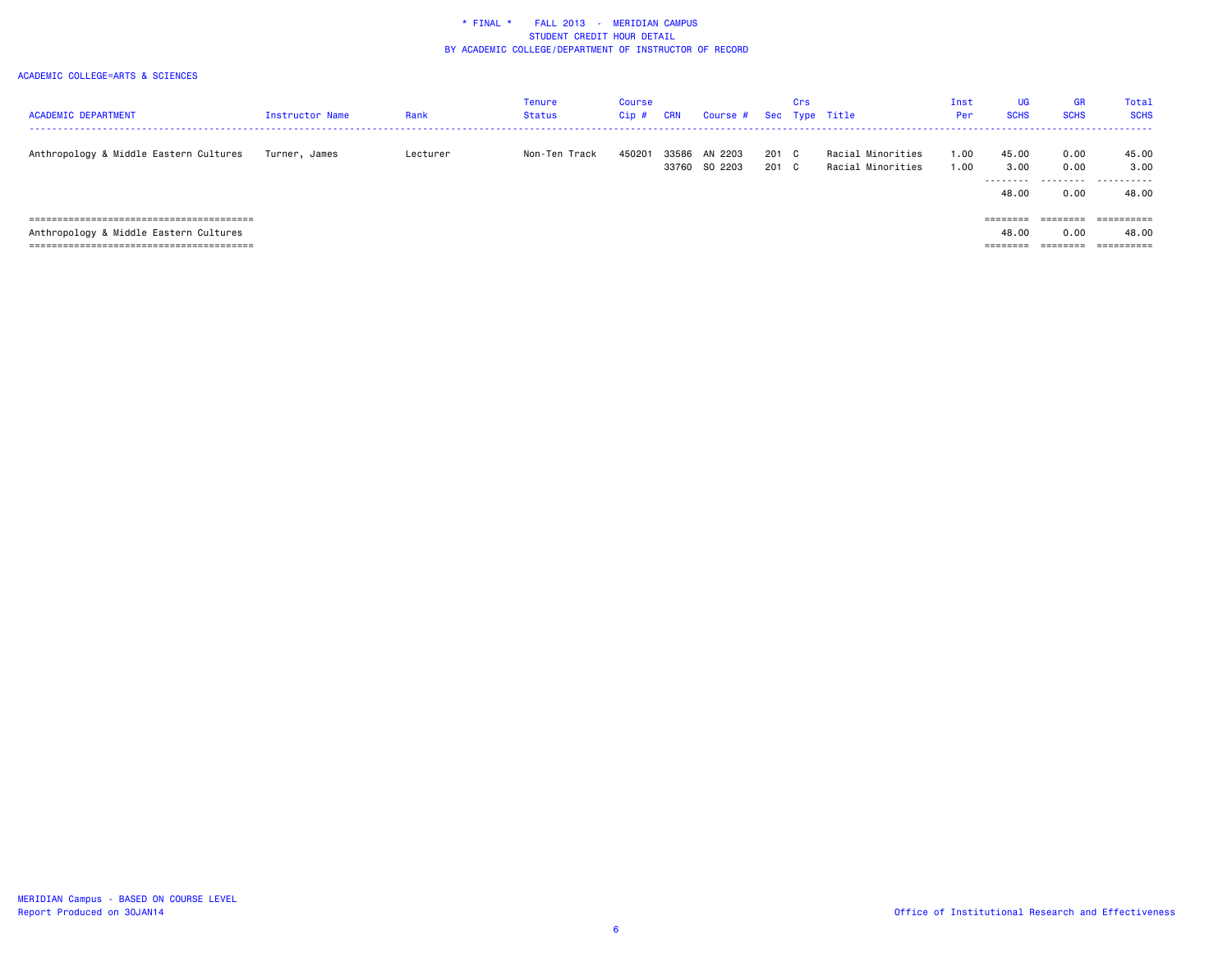\* FINAL \*    FALL 2013  -  MERIDIAN CAMPUS
STUDENT CREDIT HOUR DETAIL
BY ACADEMIC COLLEGE/DEPARTMENT OF INSTRUCTOR OF RECORD

ACADEMIC COLLEGE=ARTS & SCIENCES

| ACADEMIC DEPARTMENT | Instructor Name | Rank | Tenure Status | Course Cip # | CRN | Course # | Sec | Crs Type | Title | Inst Per | UG SCHS | GR SCHS | Total SCHS |
|---|---|---|---|---|---|---|---|---|---|---|---|---|---|
| Anthropology & Middle Eastern Cultures | Turner, James | Lecturer | Non-Ten Track | 450201 | 33586 | AN 2203 | 201 | C | Racial Minorities | 1.00 | 45.00 | 0.00 | 45.00 |
| | | | | | 33760 | SO 2203 | 201 | C | Racial Minorities | 1.00 | 3.00 | 0.00 | 3.00 |
| | | | | | | | | | | | 48.00 | 0.00 | 48.00 |
| Anthropology & Middle Eastern Cultures | | | | | | | | | | | 48.00 | 0.00 | 48.00 |

MERIDIAN Campus - BASED ON COURSE LEVEL
Report Produced on 30JAN14

Office of Institutional Research and Effectiveness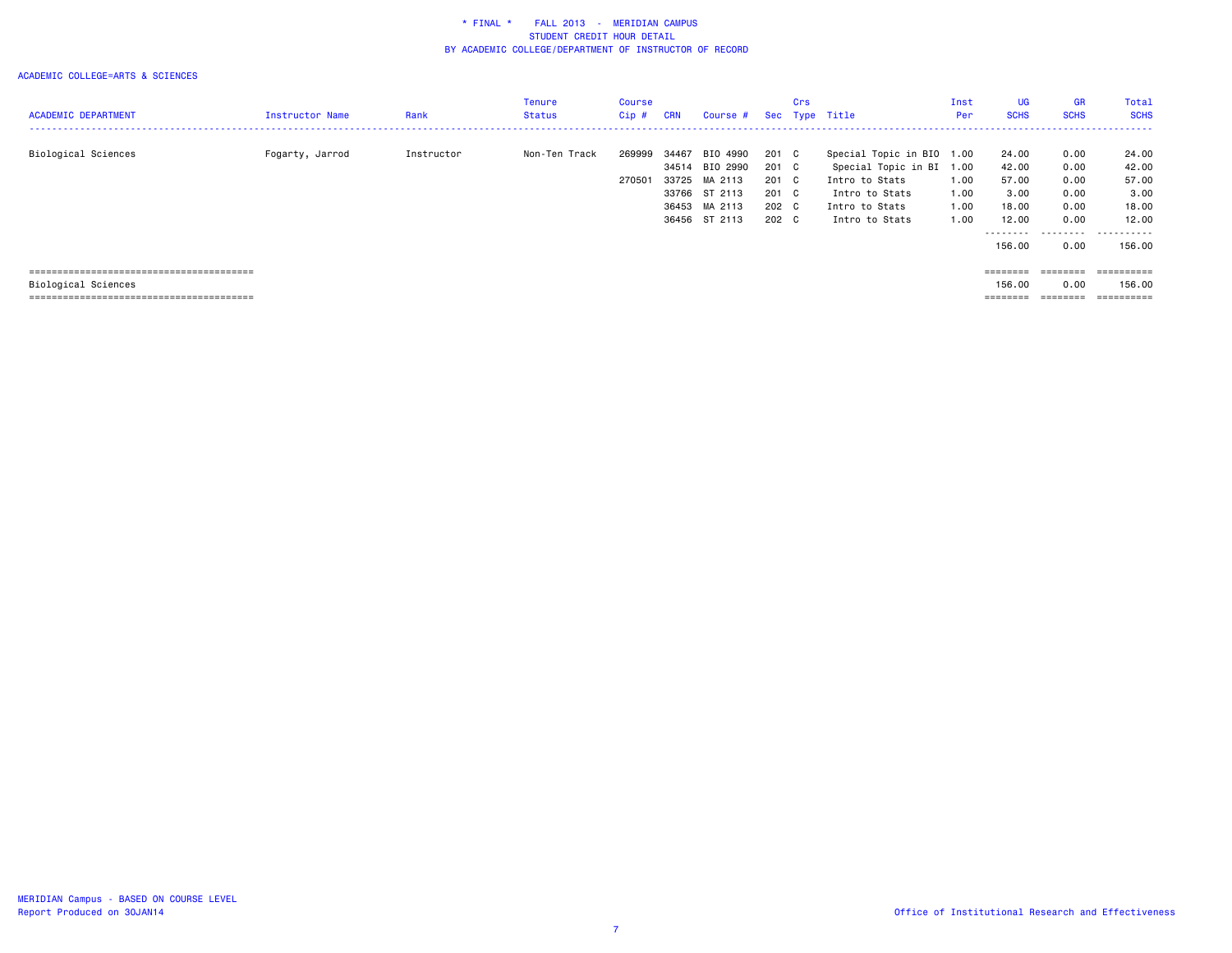# * FINAL * FALL 2013 - MERIDIAN CAMPUS
## STUDENT CREDIT HOUR DETAIL
## BY ACADEMIC COLLEGE/DEPARTMENT OF INSTRUCTOR OF RECORD

ACADEMIC COLLEGE=ARTS & SCIENCES

| ACADEMIC DEPARTMENT | Instructor Name | Rank | Tenure Status | Course Cip # | CRN | Course # | Sec | Crs Type | Title | Inst Per | UG SCHS | GR SCHS | Total SCHS |
|---|---|---|---|---|---|---|---|---|---|---|---|---|---|
| Biological Sciences | Fogarty, Jarrod | Instructor | Non-Ten Track | 269999 | 34467 | BIO 4990 | 201 | C | Special Topic in BIO | 1.00 | 24.00 | 0.00 | 24.00 |
| | | | | | 34514 | BIO 2990 | 201 | C | Special Topic in BI | 1.00 | 42.00 | 0.00 | 42.00 |
| | | | | 270501 | 33725 | MA 2113 | 201 | C | Intro to Stats | 1.00 | 57.00 | 0.00 | 57.00 |
| | | | | | 33766 | ST 2113 | 201 | C | Intro to Stats | 1.00 | 3.00 | 0.00 | 3.00 |
| | | | | | 36453 | MA 2113 | 202 | C | Intro to Stats | 1.00 | 18.00 | 0.00 | 18.00 |
| | | | | | 36456 | ST 2113 | 202 | C | Intro to Stats | 1.00 | 12.00 | 0.00 | 12.00 |
| | | | | | | | | | | | 156.00 | 0.00 | 156.00 |
| Biological Sciences | | | | | | | | | | | 156.00 | 0.00 | 156.00 |

MERIDIAN Campus - BASED ON COURSE LEVEL
Report Produced on 30JAN14

Office of Institutional Research and Effectiveness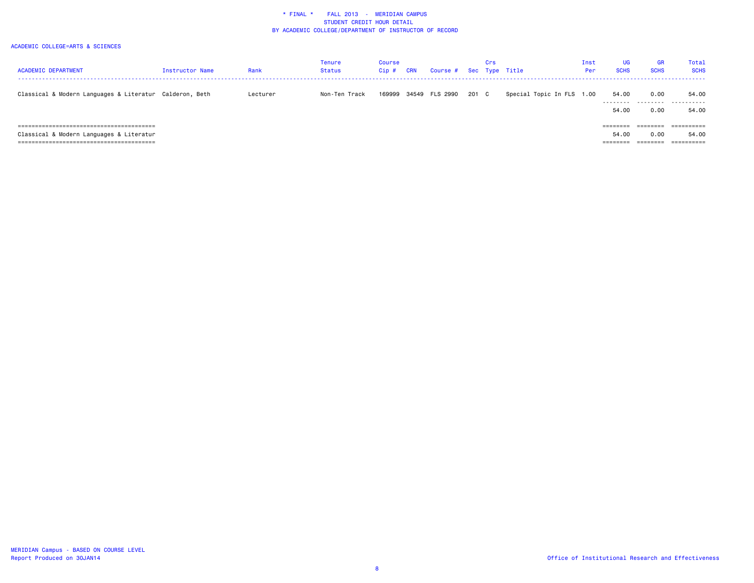* FINAL * FALL 2013 - MERIDIAN CAMPUS
STUDENT CREDIT HOUR DETAIL
BY ACADEMIC COLLEGE/DEPARTMENT OF INSTRUCTOR OF RECORD

ACADEMIC COLLEGE=ARTS & SCIENCES

| ACADEMIC DEPARTMENT | Instructor Name | Rank | Tenure Status | Course Cip # | CRN | Course # | Sec | Crs Type | Title | Inst Per | UG SCHS | GR SCHS | Total SCHS |
|---|---|---|---|---|---|---|---|---|---|---|---|---|---|
| Classical & Modern Languages & Literatur | Calderon, Beth | Lecturer | Non-Ten Track | 169999 | 34549 | FLS 2990 | 201 | C | Special Topic In FLS | 1.00 | 54.00 | 0.00 | 54.00 |
| | | | | | | | | | | | 54.00 | 0.00 | 54.00 |
| Classical & Modern Languages & Literatur | | | | | | | | | | | 54.00 | 0.00 | 54.00 |

MERIDIAN Campus - BASED ON COURSE LEVEL
Report Produced on 30JAN14

Office of Institutional Research and Effectiveness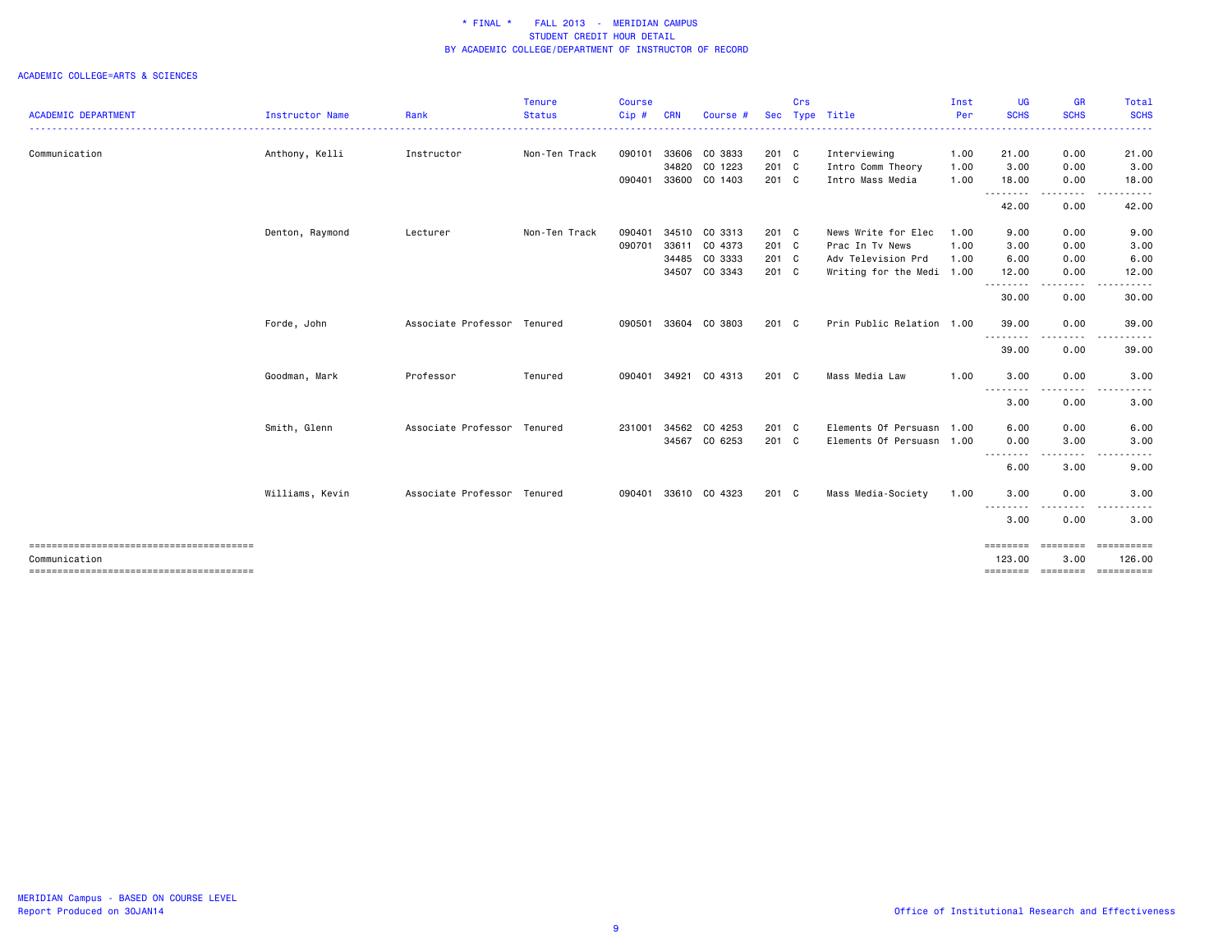# * FINAL * FALL 2013 - MERIDIAN CAMPUS
## STUDENT CREDIT HOUR DETAIL
## BY ACADEMIC COLLEGE/DEPARTMENT OF INSTRUCTOR OF RECORD

ACADEMIC COLLEGE=ARTS & SCIENCES

| ACADEMIC DEPARTMENT | Instructor Name | Rank | Tenure Status | Course Cip # | CRN | Course # | Sec | Crs Type | Title | Inst Per | UG SCHS | GR SCHS | Total SCHS |
|---|---|---|---|---|---|---|---|---|---|---|---|---|---|
| Communication | Anthony, Kelli | Instructor | Non-Ten Track | 090101 | 33606 | CO 3833 | 201 | C | Interviewing | 1.00 | 21.00 | 0.00 | 21.00 |
| | | | | | 34820 | CO 1223 | 201 | C | Intro Comm Theory | 1.00 | 3.00 | 0.00 | 3.00 |
| | | | | 090401 | 33600 | CO 1403 | 201 | C | Intro Mass Media | 1.00 | 18.00 | 0.00 | 18.00 |
| | | | | | | | | | | | 42.00 | 0.00 | 42.00 |
| | Denton, Raymond | Lecturer | Non-Ten Track | 090401 | 34510 | CO 3313 | 201 | C | News Write for Elec | 1.00 | 9.00 | 0.00 | 9.00 |
| | | | | 090701 | 33611 | CO 4373 | 201 | C | Prac In Tv News | 1.00 | 3.00 | 0.00 | 3.00 |
| | | | | | 34485 | CO 3333 | 201 | C | Adv Television Prd | 1.00 | 6.00 | 0.00 | 6.00 |
| | | | | | 34507 | CO 3343 | 201 | C | Writing for the Medi | 1.00 | 12.00 | 0.00 | 12.00 |
| | | | | | | | | | | | 30.00 | 0.00 | 30.00 |
| | Forde, John | Associate Professor | Tenured | 090501 | 33604 | CO 3803 | 201 | C | Prin Public Relation | 1.00 | 39.00 | 0.00 | 39.00 |
| | | | | | | | | | | | 39.00 | 0.00 | 39.00 |
| | Goodman, Mark | Professor | Tenured | 090401 | 34921 | CO 4313 | 201 | C | Mass Media Law | 1.00 | 3.00 | 0.00 | 3.00 |
| | | | | | | | | | | | 3.00 | 0.00 | 3.00 |
| | Smith, Glenn | Associate Professor | Tenured | 231001 | 34562 | CO 4253 | 201 | C | Elements Of Persuasn | 1.00 | 6.00 | 0.00 | 6.00 |
| | | | | | 34567 | CO 6253 | 201 | C | Elements Of Persuasn | 1.00 | 0.00 | 3.00 | 3.00 |
| | | | | | | | | | | | 6.00 | 3.00 | 9.00 |
| | Williams, Kevin | Associate Professor | Tenured | 090401 | 33610 | CO 4323 | 201 | C | Mass Media-Society | 1.00 | 3.00 | 0.00 | 3.00 |
| | | | | | | | | | | | 3.00 | 0.00 | 3.00 |
| Communication | | | | | | | | | | | 123.00 | 3.00 | 126.00 |

MERIDIAN Campus - BASED ON COURSE LEVEL
Report Produced on 30JAN14

Office of Institutional Research and Effectiveness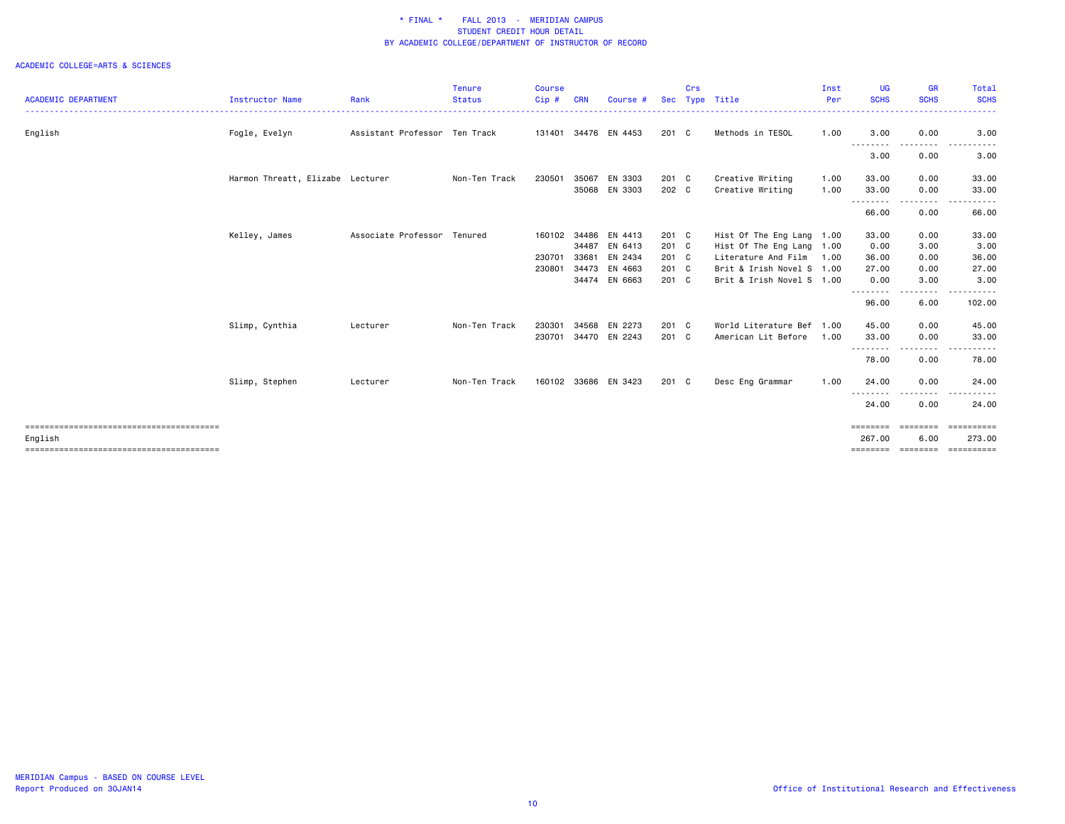# * FINAL * FALL 2013 - MERIDIAN CAMPUS
## STUDENT CREDIT HOUR DETAIL
## BY ACADEMIC COLLEGE/DEPARTMENT OF INSTRUCTOR OF RECORD

ACADEMIC COLLEGE=ARTS & SCIENCES

| ACADEMIC DEPARTMENT | Instructor Name | Rank | Tenure Status | Course Cip # | CRN | Course # | Sec | Crs Type | Title | Inst Per | UG SCHS | GR SCHS | Total SCHS |
|---|---|---|---|---|---|---|---|---|---|---|---|---|---|
| English | Fogle, Evelyn | Assistant Professor | Ten Track | 131401 | 34476 | EN 4453 | 201 | C | Methods in TESOL | 1.00 | 3.00 | 0.00 | 3.00 |
| | | | | | | | | | | | 3.00 | 0.00 | 3.00 |
| | Harmon Threatt, Elizabe | Lecturer | Non-Ten Track | 230501 | 35067 | EN 3303 | 201 | C | Creative Writing | 1.00 | 33.00 | 0.00 | 33.00 |
| | | | | | 35068 | EN 3303 | 202 | C | Creative Writing | 1.00 | 33.00 | 0.00 | 33.00 |
| | | | | | | | | | | | 66.00 | 0.00 | 66.00 |
| | Kelley, James | Associate Professor | Tenured | 160102 | 34486 | EN 4413 | 201 | C | Hist Of The Eng Lang | 1.00 | 33.00 | 0.00 | 33.00 |
| | | | | | 34487 | EN 6413 | 201 | C | Hist Of The Eng Lang | 1.00 | 0.00 | 3.00 | 3.00 |
| | | | | 230701 | 33681 | EN 2434 | 201 | C | Literature And Film | 1.00 | 36.00 | 0.00 | 36.00 |
| | | | | 230801 | 34473 | EN 4663 | 201 | C | Brit & Irish Novel S | 1.00 | 27.00 | 0.00 | 27.00 |
| | | | | | 34474 | EN 6663 | 201 | C | Brit & Irish Novel S | 1.00 | 0.00 | 3.00 | 3.00 |
| | | | | | | | | | | | 96.00 | 6.00 | 102.00 |
| | Slimp, Cynthia | Lecturer | Non-Ten Track | 230301 | 34568 | EN 2273 | 201 | C | World Literature Bef | 1.00 | 45.00 | 0.00 | 45.00 |
| | | | | 230701 | 34470 | EN 2243 | 201 | C | American Lit Before | 1.00 | 33.00 | 0.00 | 33.00 |
| | | | | | | | | | | | 78.00 | 0.00 | 78.00 |
| | Slimp, Stephen | Lecturer | Non-Ten Track | 160102 | 33686 | EN 3423 | 201 | C | Desc Eng Grammar | 1.00 | 24.00 | 0.00 | 24.00 |
| | | | | | | | | | | | 24.00 | 0.00 | 24.00 |
| English | | | | | | | | | | | 267.00 | 6.00 | 273.00 |

MERIDIAN Campus - BASED ON COURSE LEVEL
Report Produced on 30JAN14

Office of Institutional Research and Effectiveness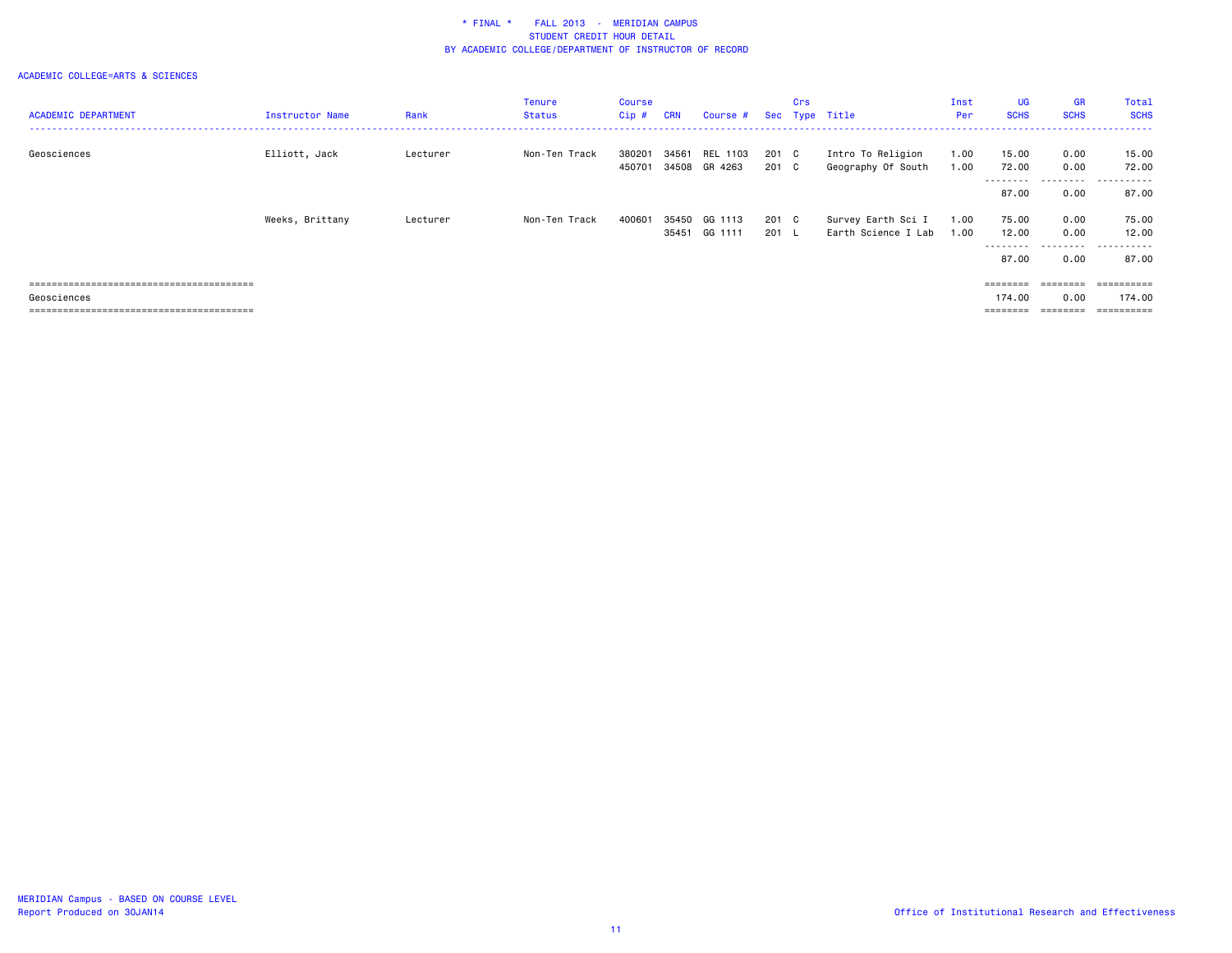\* FINAL \* FALL 2013 - MERIDIAN CAMPUS
STUDENT CREDIT HOUR DETAIL
BY ACADEMIC COLLEGE/DEPARTMENT OF INSTRUCTOR OF RECORD

ACADEMIC COLLEGE=ARTS & SCIENCES

| ACADEMIC DEPARTMENT | Instructor Name | Rank | Tenure Status | Course Cip # | CRN | Course # | Sec | Crs Type | Title | Inst Per | UG SCHS | GR SCHS | Total SCHS |
|---|---|---|---|---|---|---|---|---|---|---|---|---|---|
| Geosciences | Elliott, Jack | Lecturer | Non-Ten Track | 380201 | 34561 | REL 1103 | 201 | C | Intro To Religion | 1.00 | 15.00 | 0.00 | 15.00 |
| | | | | 450701 | 34508 | GR 4263 | 201 | C | Geography Of South | 1.00 | 72.00 | 0.00 | 72.00 |
| | | | | | | | | | | | 87.00 | 0.00 | 87.00 |
| | Weeks, Brittany | Lecturer | Non-Ten Track | 400601 | 35450 | GG 1113 | 201 | C | Survey Earth Sci I | 1.00 | 75.00 | 0.00 | 75.00 |
| | | | | | 35451 | GG 1111 | 201 | L | Earth Science I Lab | 1.00 | 12.00 | 0.00 | 12.00 |
| | | | | | | | | | | | 87.00 | 0.00 | 87.00 |
| Geosciences | | | | | | | | | | | 174.00 | 0.00 | 174.00 |

MERIDIAN Campus - BASED ON COURSE LEVEL
Report Produced on 30JAN14

Office of Institutional Research and Effectiveness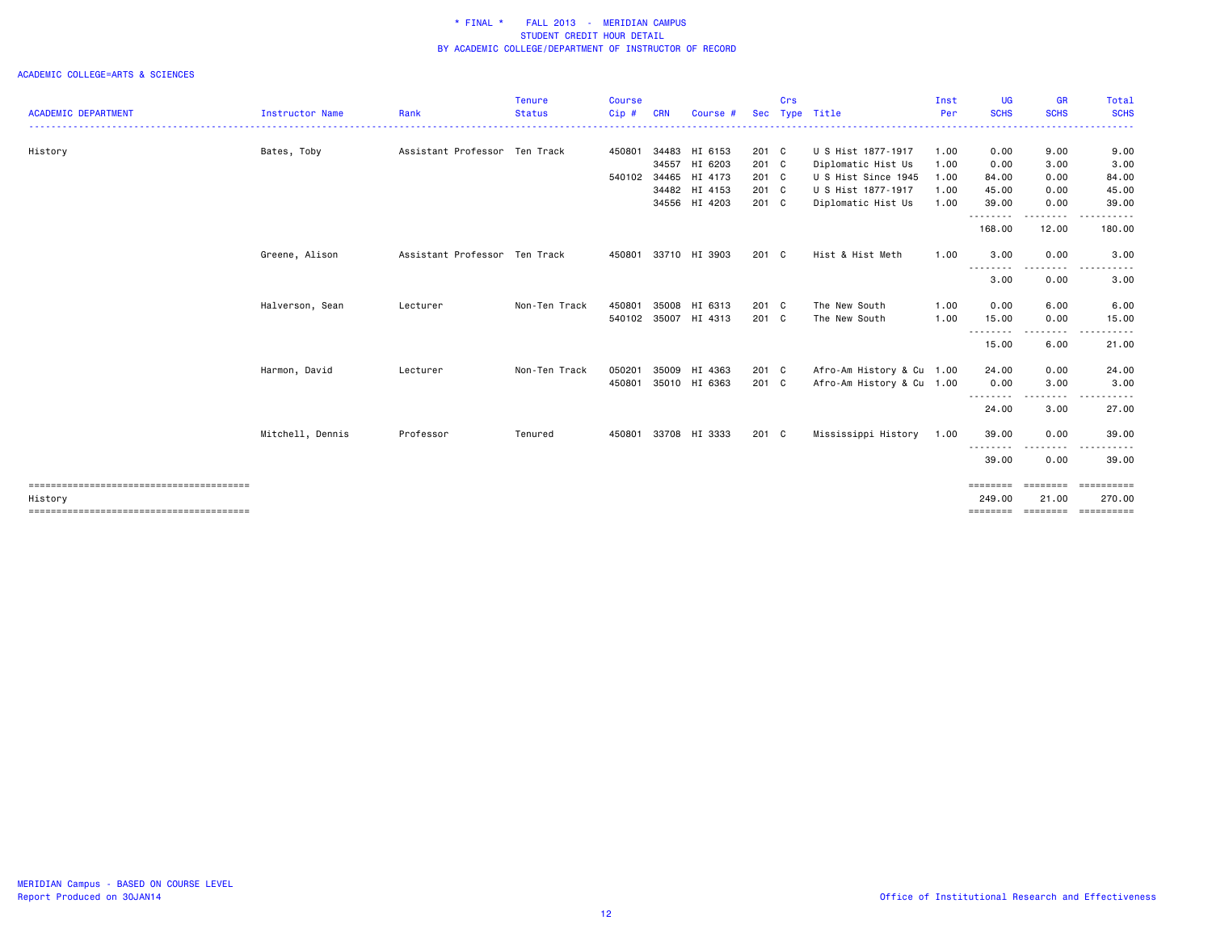# * FINAL * FALL 2013 - MERIDIAN CAMPUS
## STUDENT CREDIT HOUR DETAIL
## BY ACADEMIC COLLEGE/DEPARTMENT OF INSTRUCTOR OF RECORD

ACADEMIC COLLEGE=ARTS & SCIENCES

| ACADEMIC DEPARTMENT | Instructor Name | Rank | Tenure Status | Course Cip # | CRN | Course # | Sec | Crs Type | Title | Inst Per | UG SCHS | GR SCHS | Total SCHS |
|---|---|---|---|---|---|---|---|---|---|---|---|---|---|
| History | Bates, Toby | Assistant Professor | Ten Track | 450801 | 34483 | HI 6153 | 201 | C | U S Hist 1877-1917 | 1.00 | 0.00 | 9.00 | 9.00 |
| | | | | | 34557 | HI 6203 | 201 | C | Diplomatic Hist Us | 1.00 | 0.00 | 3.00 | 3.00 |
| | | | | 540102 | 34465 | HI 4173 | 201 | C | U S Hist Since 1945 | 1.00 | 84.00 | 0.00 | 84.00 |
| | | | | | 34482 | HI 4153 | 201 | C | U S Hist 1877-1917 | 1.00 | 45.00 | 0.00 | 45.00 |
| | | | | | 34556 | HI 4203 | 201 | C | Diplomatic Hist Us | 1.00 | 39.00 | 0.00 | 39.00 |
| | | | | | | | | | | | 168.00 | 12.00 | 180.00 |
| | Greene, Alison | Assistant Professor | Ten Track | 450801 | 33710 | HI 3903 | 201 | C | Hist & Hist Meth | 1.00 | 3.00 | 0.00 | 3.00 |
| | | | | | | | | | | | 3.00 | 0.00 | 3.00 |
| | Halverson, Sean | Lecturer | Non-Ten Track | 450801 | 35008 | HI 6313 | 201 | C | The New South | 1.00 | 0.00 | 6.00 | 6.00 |
| | | | | 540102 | 35007 | HI 4313 | 201 | C | The New South | 1.00 | 15.00 | 0.00 | 15.00 |
| | | | | | | | | | | | 15.00 | 6.00 | 21.00 |
| | Harmon, David | Lecturer | Non-Ten Track | 050201 | 35009 | HI 4363 | 201 | C | Afro-Am History & Cu | 1.00 | 24.00 | 0.00 | 24.00 |
| | | | | 450801 | 35010 | HI 6363 | 201 | C | Afro-Am History & Cu | 1.00 | 0.00 | 3.00 | 3.00 |
| | | | | | | | | | | | 24.00 | 3.00 | 27.00 |
| | Mitchell, Dennis | Professor | Tenured | 450801 | 33708 | HI 3333 | 201 | C | Mississippi History | 1.00 | 39.00 | 0.00 | 39.00 |
| | | | | | | | | | | | 39.00 | 0.00 | 39.00 |
| History | | | | | | | | | | | 249.00 | 21.00 | 270.00 |

MERIDIAN Campus - BASED ON COURSE LEVEL
Report Produced on 30JAN14

Office of Institutional Research and Effectiveness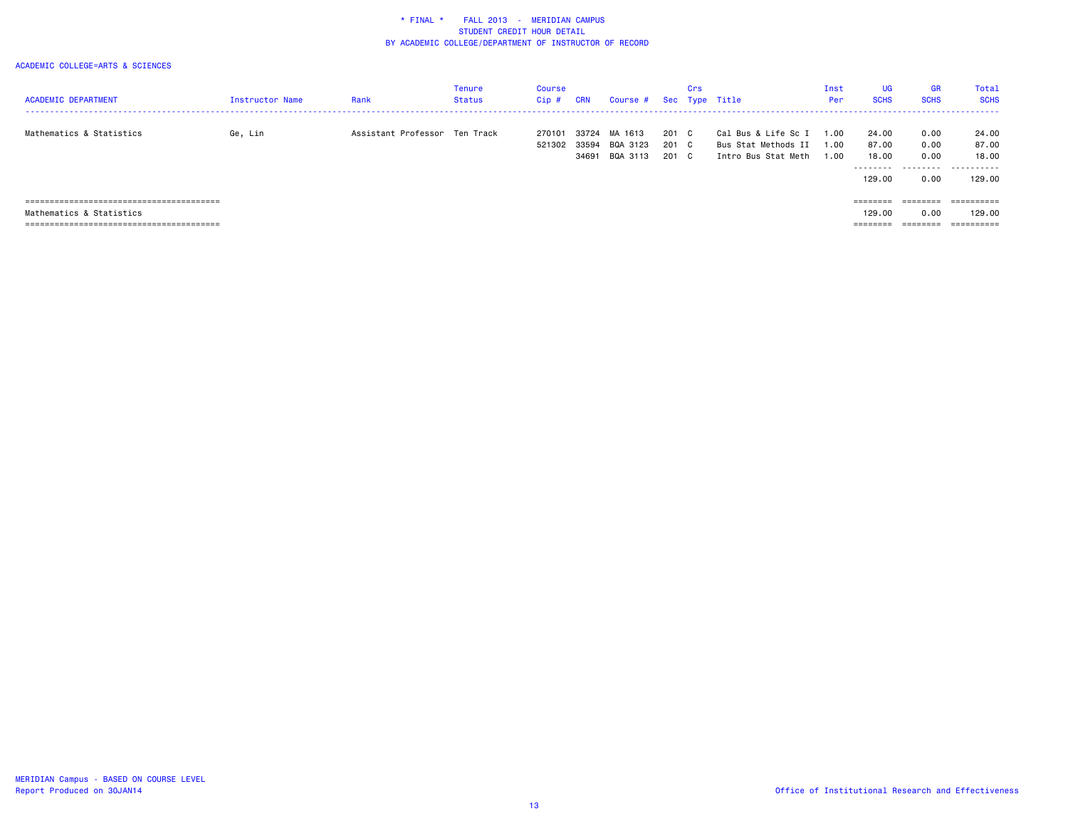\* FINAL \* FALL 2013 - MERIDIAN CAMPUS
STUDENT CREDIT HOUR DETAIL
BY ACADEMIC COLLEGE/DEPARTMENT OF INSTRUCTOR OF RECORD

ACADEMIC COLLEGE=ARTS & SCIENCES

| ACADEMIC DEPARTMENT | Instructor Name | Rank | Tenure Status | Course Cip # | CRN | Course # | Sec | Crs Type | Title | Inst Per | UG SCHS | GR SCHS | Total SCHS |
|---|---|---|---|---|---|---|---|---|---|---|---|---|---|
| Mathematics & Statistics | Ge, Lin | Assistant Professor | Ten Track | 270101 | 33724 | MA 1613 | 201 | C | Cal Bus & Life Sc I | 1.00 | 24.00 | 0.00 | 24.00 |
| | | | | 521302 | 33594 | BQA 3123 | 201 | C | Bus Stat Methods II | 1.00 | 87.00 | 0.00 | 87.00 |
| | | | | | 34691 | BQA 3113 | 201 | C | Intro Bus Stat Meth | 1.00 | 18.00 | 0.00 | 18.00 |
| | | | | | | | | | | | 129.00 | 0.00 | 129.00 |
| Mathematics & Statistics | | | | | | | | | | | 129.00 | 0.00 | 129.00 |

MERIDIAN Campus - BASED ON COURSE LEVEL
Report Produced on 30JAN14

Office of Institutional Research and Effectiveness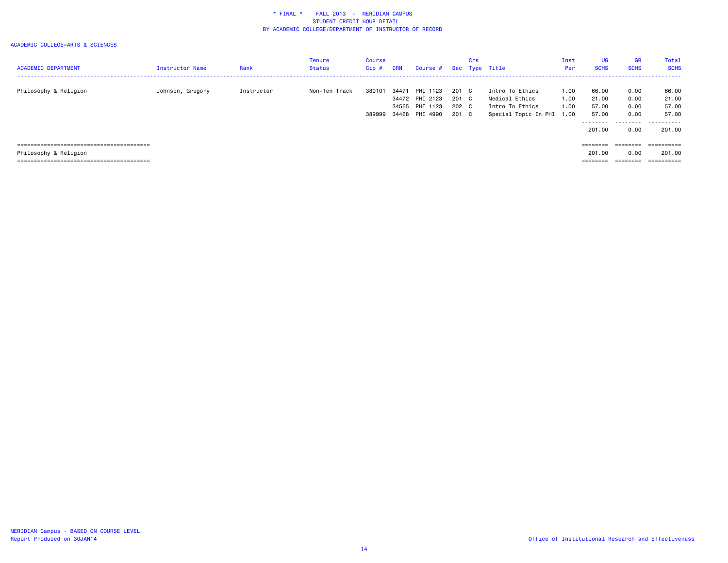\* FINAL \*    FALL 2013 - MERIDIAN CAMPUS
STUDENT CREDIT HOUR DETAIL
BY ACADEMIC COLLEGE/DEPARTMENT OF INSTRUCTOR OF RECORD

ACADEMIC COLLEGE=ARTS & SCIENCES

| ACADEMIC DEPARTMENT | Instructor Name | Rank | Tenure Status | Course Cip # | CRN | Course # | Sec | Crs Type | Title | Inst Per | UG SCHS | GR SCHS | Total SCHS |
|---|---|---|---|---|---|---|---|---|---|---|---|---|---|
| Philosophy & Religion | Johnson, Gregory | Instructor | Non-Ten Track | 380101 | 34471 | PHI 1123 | 201 | C | Intro To Ethics | 1.00 | 66.00 | 0.00 | 66.00 |
| | | | | | 34472 | PHI 2123 | 201 | C | Medical Ethics | 1.00 | 21.00 | 0.00 | 21.00 |
| | | | | | 34565 | PHI 1123 | 202 | C | Intro To Ethics | 1.00 | 57.00 | 0.00 | 57.00 |
| | | | | 389999 | 34468 | PHI 4990 | 201 | C | Special Topic In PHI | 1.00 | 57.00 | 0.00 | 57.00 |
| | | | | | | | | | | | 201.00 | 0.00 | 201.00 |
| Philosophy & Religion | | | | | | | | | | | 201.00 | 0.00 | 201.00 |

MERIDIAN Campus - BASED ON COURSE LEVEL
Report Produced on 30JAN14

Office of Institutional Research and Effectiveness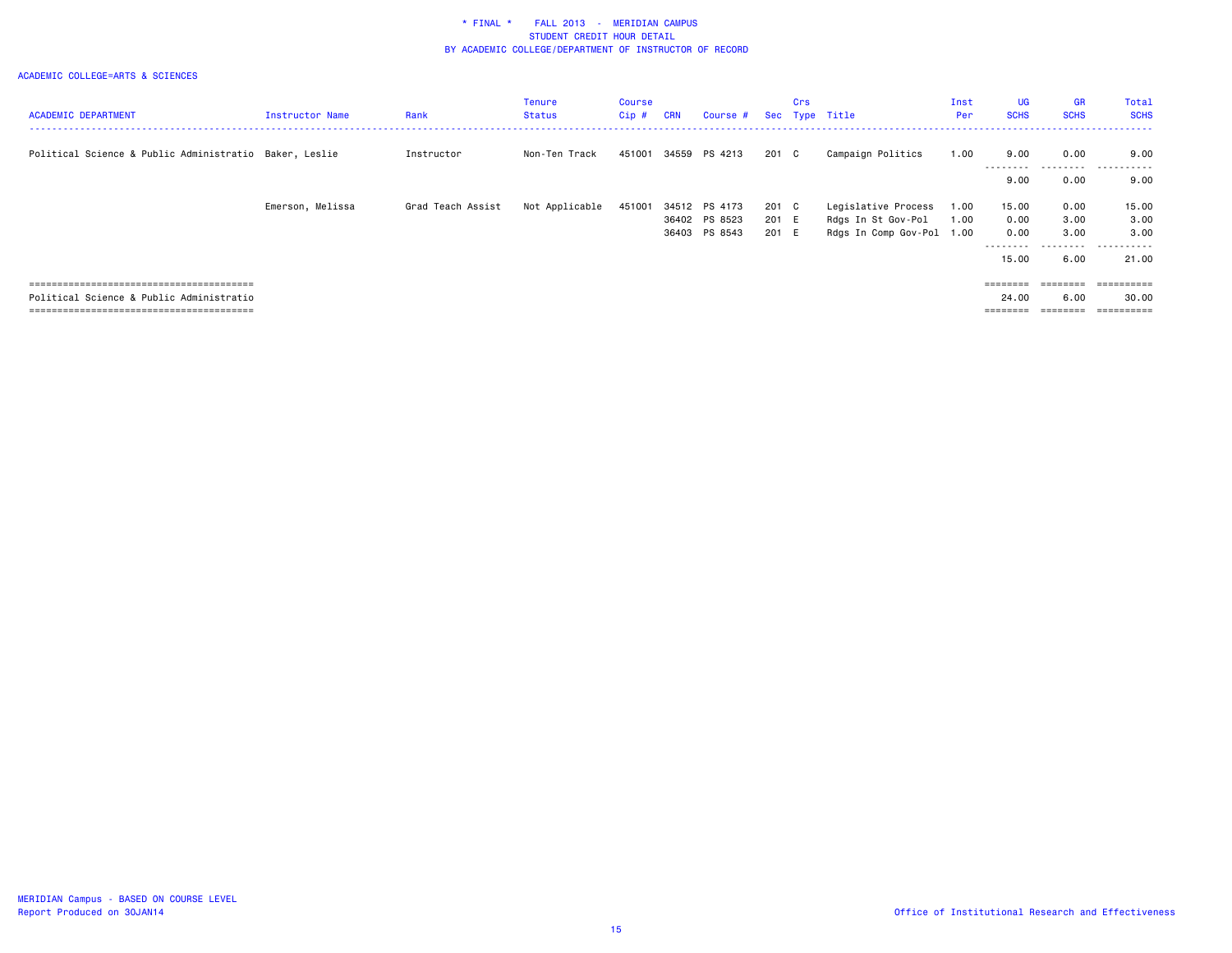# * FINAL * FALL 2013 - MERIDIAN CAMPUS
## STUDENT CREDIT HOUR DETAIL
## BY ACADEMIC COLLEGE/DEPARTMENT OF INSTRUCTOR OF RECORD

ACADEMIC COLLEGE=ARTS & SCIENCES

| ACADEMIC DEPARTMENT | Instructor Name | Rank | Tenure Status | Course Cip # | CRN | Course # | Sec | Crs Type | Title | Inst Per | UG SCHS | GR SCHS | Total SCHS |
|---|---|---|---|---|---|---|---|---|---|---|---|---|---|
| Political Science & Public Administratio | Baker, Leslie | Instructor | Non-Ten Track | 451001 | 34559 | PS 4213 | 201 | C | Campaign Politics | 1.00 | 9.00 | 0.00 | 9.00 |
| | | | | | | | | | | | 9.00 | 0.00 | 9.00 |
| | Emerson, Melissa | Grad Teach Assist | Not Applicable | 451001 | 34512 | PS 4173 | 201 | C | Legislative Process | 1.00 | 15.00 | 0.00 | 15.00 |
| | | | | | 36402 | PS 8523 | 201 | E | Rdgs In St Gov-Pol | 1.00 | 0.00 | 3.00 | 3.00 |
| | | | | | 36403 | PS 8543 | 201 | E | Rdgs In Comp Gov-Pol | 1.00 | 0.00 | 3.00 | 3.00 |
| | | | | | | | | | | | 15.00 | 6.00 | 21.00 |
| Political Science & Public Administratio | | | | | | | | | | | 24.00 | 6.00 | 30.00 |

MERIDIAN Campus - BASED ON COURSE LEVEL
Report Produced on 30JAN14

Office of Institutional Research and Effectiveness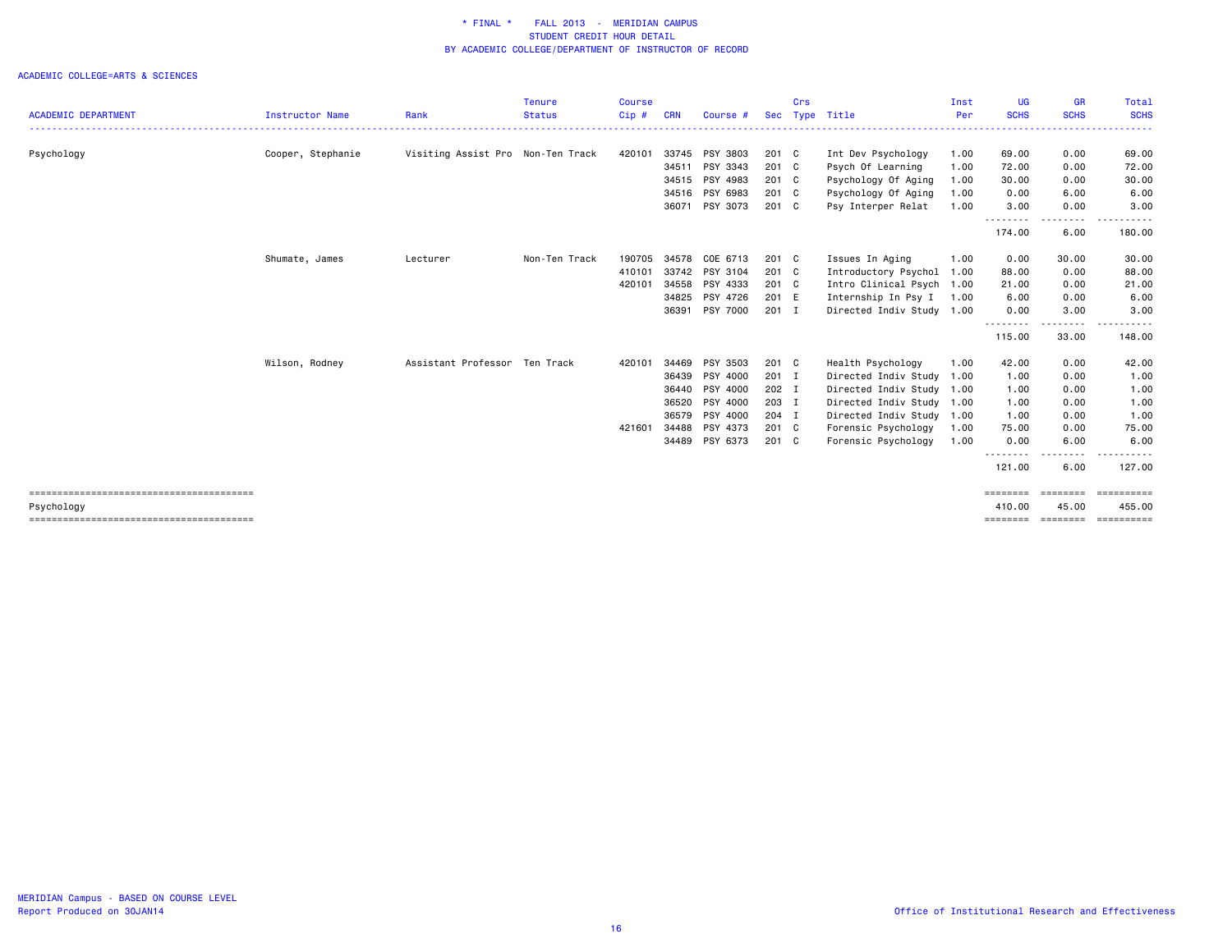# * FINAL * FALL 2013 - MERIDIAN CAMPUS
## STUDENT CREDIT HOUR DETAIL
## BY ACADEMIC COLLEGE/DEPARTMENT OF INSTRUCTOR OF RECORD

ACADEMIC COLLEGE=ARTS & SCIENCES

| ACADEMIC DEPARTMENT | Instructor Name | Rank | Tenure Status | Course Cip # | CRN | Course # | Sec | Crs Type | Title | Inst Per | UG SCHS | GR SCHS | Total SCHS |
|---|---|---|---|---|---|---|---|---|---|---|---|---|---|
| Psychology | Cooper, Stephanie | Visiting Assist Pro | Non-Ten Track | 420101 | 33745 | PSY 3803 | 201 | C | Int Dev Psychology | 1.00 | 69.00 | 0.00 | 69.00 |
| | | | | | 34511 | PSY 3343 | 201 | C | Psych Of Learning | 1.00 | 72.00 | 0.00 | 72.00 |
| | | | | | 34515 | PSY 4983 | 201 | C | Psychology Of Aging | 1.00 | 30.00 | 0.00 | 30.00 |
| | | | | | 34516 | PSY 6983 | 201 | C | Psychology Of Aging | 1.00 | 0.00 | 6.00 | 6.00 |
| | | | | | 36071 | PSY 3073 | 201 | C | Psy Interper Relat | 1.00 | 3.00 | 0.00 | 3.00 |
| | | | | | | | | | | | 174.00 | 6.00 | 180.00 |
| | Shumate, James | Lecturer | Non-Ten Track | 190705 | 34578 | COE 6713 | 201 | C | Issues In Aging | 1.00 | 0.00 | 30.00 | 30.00 |
| | | | | 410101 | 33742 | PSY 3104 | 201 | C | Introductory Psychol | 1.00 | 88.00 | 0.00 | 88.00 |
| | | | | 420101 | 34558 | PSY 4333 | 201 | C | Intro Clinical Psych | 1.00 | 21.00 | 0.00 | 21.00 |
| | | | | | 34825 | PSY 4726 | 201 | E | Internship In Psy I | 1.00 | 6.00 | 0.00 | 6.00 |
| | | | | | 36391 | PSY 7000 | 201 | I | Directed Indiv Study | 1.00 | 0.00 | 3.00 | 3.00 |
| | | | | | | | | | | | 115.00 | 33.00 | 148.00 |
| | Wilson, Rodney | Assistant Professor | Ten Track | 420101 | 34469 | PSY 3503 | 201 | C | Health Psychology | 1.00 | 42.00 | 0.00 | 42.00 |
| | | | | | 36439 | PSY 4000 | 201 | I | Directed Indiv Study | 1.00 | 1.00 | 0.00 | 1.00 |
| | | | | | 36440 | PSY 4000 | 202 | I | Directed Indiv Study | 1.00 | 1.00 | 0.00 | 1.00 |
| | | | | | 36520 | PSY 4000 | 203 | I | Directed Indiv Study | 1.00 | 1.00 | 0.00 | 1.00 |
| | | | | | 36579 | PSY 4000 | 204 | I | Directed Indiv Study | 1.00 | 1.00 | 0.00 | 1.00 |
| | | | | 421601 | 34488 | PSY 4373 | 201 | C | Forensic Psychology | 1.00 | 75.00 | 0.00 | 75.00 |
| | | | | | 34489 | PSY 6373 | 201 | C | Forensic Psychology | 1.00 | 0.00 | 6.00 | 6.00 |
| | | | | | | | | | | | 121.00 | 6.00 | 127.00 |
| Psychology | | | | | | | | | | | 410.00 | 45.00 | 455.00 |

MERIDIAN Campus - BASED ON COURSE LEVEL
Report Produced on 30JAN14

Office of Institutional Research and Effectiveness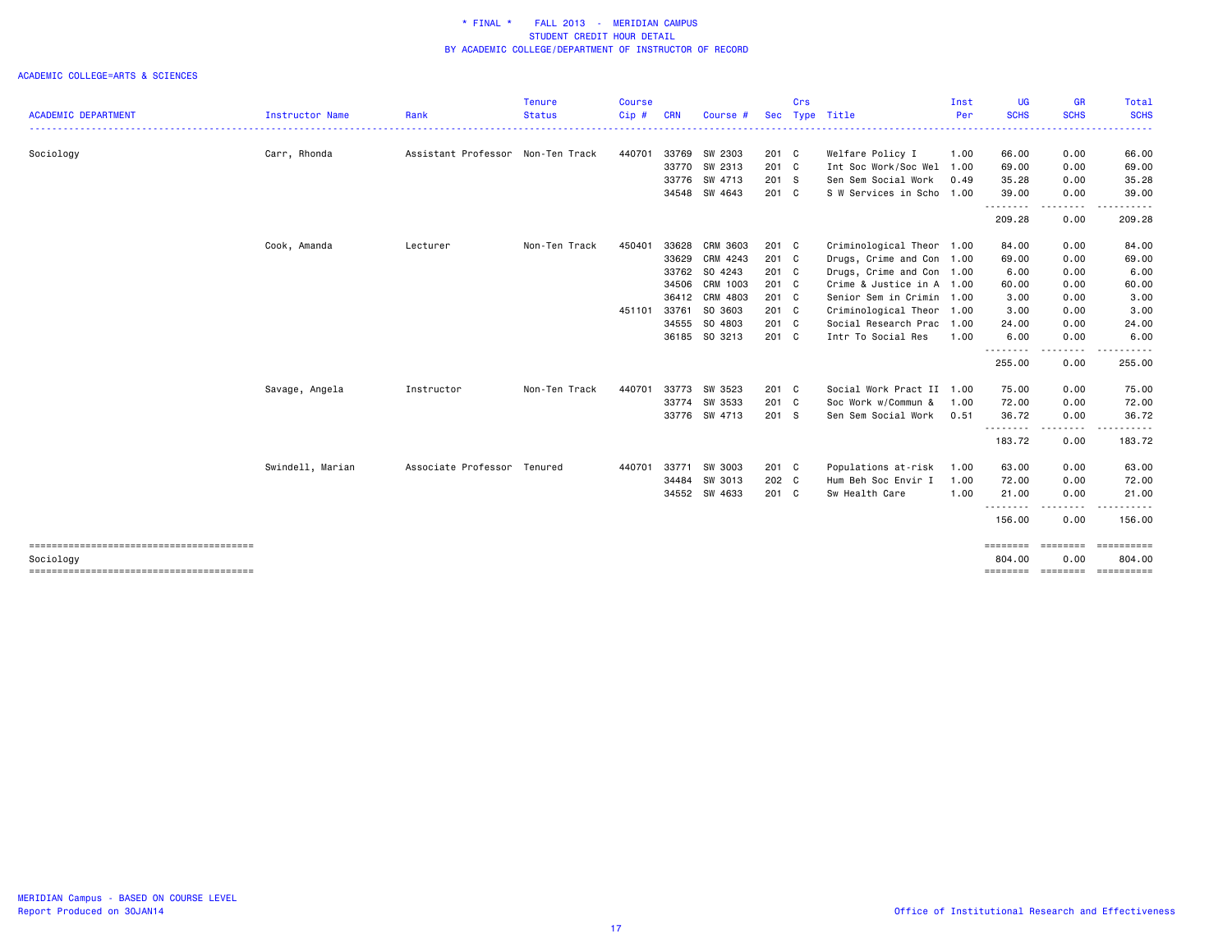\* FINAL \* FALL 2013 - MERIDIAN CAMPUS
STUDENT CREDIT HOUR DETAIL
BY ACADEMIC COLLEGE/DEPARTMENT OF INSTRUCTOR OF RECORD

ACADEMIC COLLEGE=ARTS & SCIENCES

| ACADEMIC DEPARTMENT | Instructor Name | Rank | Tenure Status | Course Cip # | CRN | Course # | Sec | Crs Type | Title | Inst Per | UG SCHS | GR SCHS | Total SCHS |
|---|---|---|---|---|---|---|---|---|---|---|---|---|---|
| Sociology | Carr, Rhonda | Assistant Professor | Non-Ten Track | 440701 | 33769 | SW 2303 | 201 | C | Welfare Policy I | 1.00 | 66.00 | 0.00 | 66.00 |
| | | | | | 33770 | SW 2313 | 201 | C | Int Soc Work/Soc Wel | 1.00 | 69.00 | 0.00 | 69.00 |
| | | | | | 33776 | SW 4713 | 201 | S | Sen Sem Social Work | 0.49 | 35.28 | 0.00 | 35.28 |
| | | | | | 34548 | SW 4643 | 201 | C | S W Services in Scho | 1.00 | 39.00 | 0.00 | 39.00 |
| | | | | | | | | | | | 209.28 | 0.00 | 209.28 |
| | Cook, Amanda | Lecturer | Non-Ten Track | 450401 | 33628 | CRM 3603 | 201 | C | Criminological Theor | 1.00 | 84.00 | 0.00 | 84.00 |
| | | | | | 33629 | CRM 4243 | 201 | C | Drugs, Crime and Con | 1.00 | 69.00 | 0.00 | 69.00 |
| | | | | | 33762 | SO 4243 | 201 | C | Drugs, Crime and Con | 1.00 | 6.00 | 0.00 | 6.00 |
| | | | | | 34506 | CRM 1003 | 201 | C | Crime & Justice in A | 1.00 | 60.00 | 0.00 | 60.00 |
| | | | | | 36412 | CRM 4803 | 201 | C | Senior Sem in Crimin | 1.00 | 3.00 | 0.00 | 3.00 |
| | | | | 451101 | 33761 | SO 3603 | 201 | C | Criminological Theor | 1.00 | 3.00 | 0.00 | 3.00 |
| | | | | | 34555 | SO 4803 | 201 | C | Social Research Prac | 1.00 | 24.00 | 0.00 | 24.00 |
| | | | | | 36185 | SO 3213 | 201 | C | Intr To Social Res | 1.00 | 6.00 | 0.00 | 6.00 |
| | | | | | | | | | | | 255.00 | 0.00 | 255.00 |
| | Savage, Angela | Instructor | Non-Ten Track | 440701 | 33773 | SW 3523 | 201 | C | Social Work Pract II | 1.00 | 75.00 | 0.00 | 75.00 |
| | | | | | 33774 | SW 3533 | 201 | C | Soc Work w/Commun & | 1.00 | 72.00 | 0.00 | 72.00 |
| | | | | | 33776 | SW 4713 | 201 | S | Sen Sem Social Work | 0.51 | 36.72 | 0.00 | 36.72 |
| | | | | | | | | | | | 183.72 | 0.00 | 183.72 |
| | Swindell, Marian | Associate Professor | Tenured | 440701 | 33771 | SW 3003 | 201 | C | Populations at-risk | 1.00 | 63.00 | 0.00 | 63.00 |
| | | | | | 34484 | SW 3013 | 202 | C | Hum Beh Soc Envir I | 1.00 | 72.00 | 0.00 | 72.00 |
| | | | | | 34552 | SW 4633 | 201 | C | Sw Health Care | 1.00 | 21.00 | 0.00 | 21.00 |
| | | | | | | | | | | | 156.00 | 0.00 | 156.00 |
| Sociology | | | | | | | | | | | 804.00 | 0.00 | 804.00 |

MERIDIAN Campus - BASED ON COURSE LEVEL
Report Produced on 30JAN14

Office of Institutional Research and Effectiveness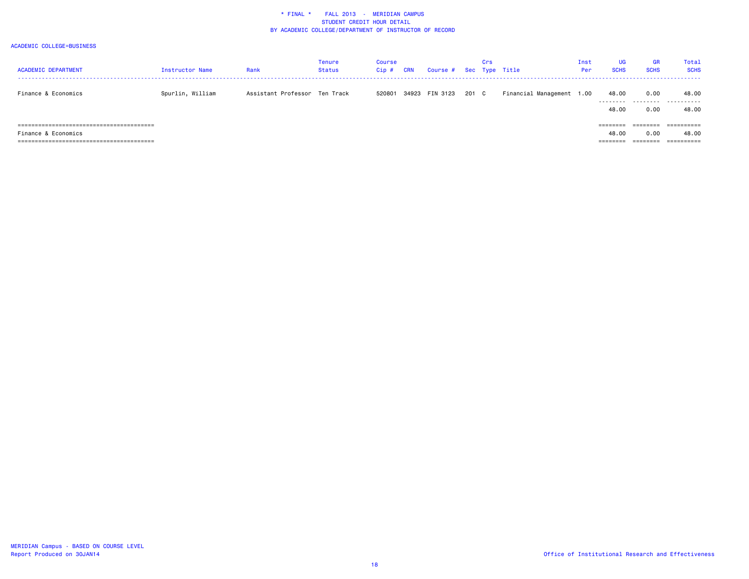\* FINAL \* FALL 2013 - MERIDIAN CAMPUS
STUDENT CREDIT HOUR DETAIL
BY ACADEMIC COLLEGE/DEPARTMENT OF INSTRUCTOR OF RECORD

ACADEMIC COLLEGE=BUSINESS

| ACADEMIC DEPARTMENT | Instructor Name | Rank | Tenure Status | Course Cip # | CRN | Course # | Sec | Crs Type | Title | Inst Per | UG SCHS | GR SCHS | Total SCHS |
|---|---|---|---|---|---|---|---|---|---|---|---|---|---|
| Finance & Economics | Spurlin, William | Assistant Professor | Ten Track | 520801 | 34923 | FIN 3123 | 201 | C | Financial Management | 1.00 | 48.00 | 0.00 | 48.00 |
| | | | | | | | | | | | 48.00 | 0.00 | 48.00 |
| Finance & Economics | | | | | | | | | | | 48.00 | 0.00 | 48.00 |

MERIDIAN Campus - BASED ON COURSE LEVEL
Report Produced on 30JAN14

Office of Institutional Research and Effectiveness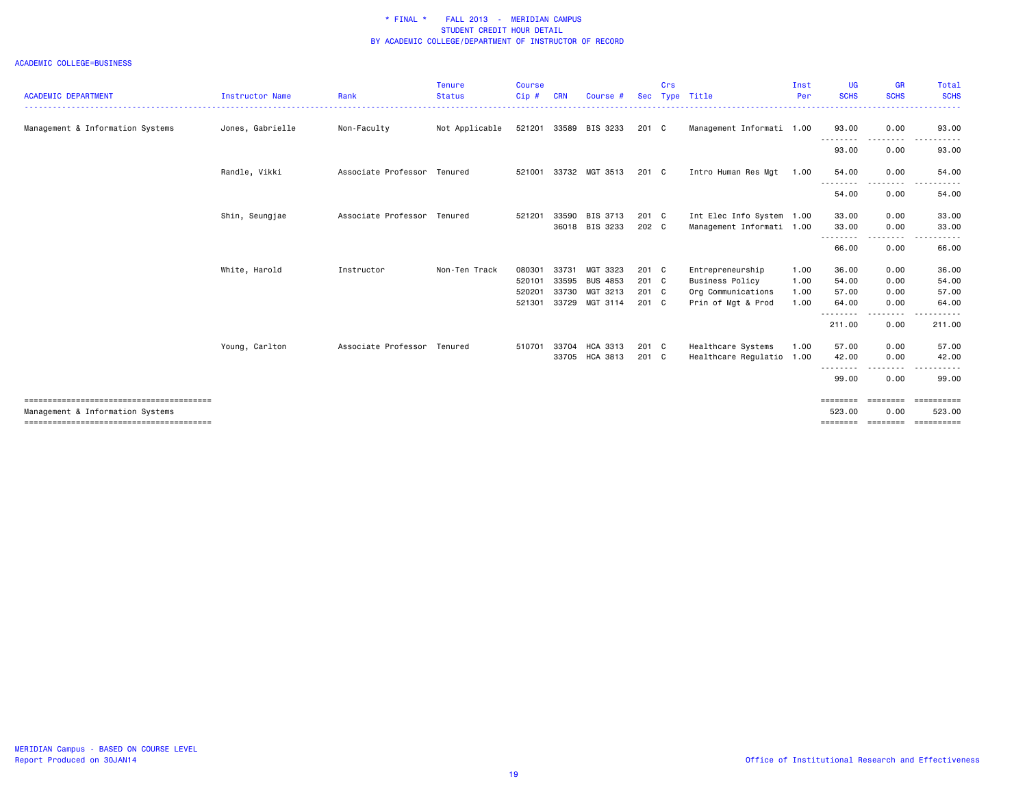\* FINAL \* FALL 2013 - MERIDIAN CAMPUS
STUDENT CREDIT HOUR DETAIL
BY ACADEMIC COLLEGE/DEPARTMENT OF INSTRUCTOR OF RECORD

ACADEMIC COLLEGE=BUSINESS

| ACADEMIC DEPARTMENT | Instructor Name | Rank | Tenure Status | Course Cip # | CRN | Course # | Sec | Crs Type | Title | Inst Per | UG SCHS | GR SCHS | Total SCHS |
|---|---|---|---|---|---|---|---|---|---|---|---|---|---|
| Management & Information Systems | Jones, Gabrielle | Non-Faculty | Not Applicable | 521201 | 33589 | BIS 3233 | 201 | C | Management Informati | 1.00 | 93.00 | 0.00 | 93.00 |
| | | | | | | | | | | | 93.00 | 0.00 | 93.00 |
| | Randle, Vikki | Associate Professor | Tenured | 521001 | 33732 | MGT 3513 | 201 | C | Intro Human Res Mgt | 1.00 | 54.00 | 0.00 | 54.00 |
| | | | | | | | | | | | 54.00 | 0.00 | 54.00 |
| | Shin, Seungjae | Associate Professor | Tenured | 521201 | 33590 | BIS 3713 | 201 | C | Int Elec Info System | 1.00 | 33.00 | 0.00 | 33.00 |
| | | | | | 36018 | BIS 3233 | 202 | C | Management Informati | 1.00 | 33.00 | 0.00 | 33.00 |
| | | | | | | | | | | | 66.00 | 0.00 | 66.00 |
| | White, Harold | Instructor | Non-Ten Track | 080301 | 33731 | MGT 3323 | 201 | C | Entrepreneurship | 1.00 | 36.00 | 0.00 | 36.00 |
| | | | | 520101 | 33595 | BUS 4853 | 201 | C | Business Policy | 1.00 | 54.00 | 0.00 | 54.00 |
| | | | | 520201 | 33730 | MGT 3213 | 201 | C | Org Communications | 1.00 | 57.00 | 0.00 | 57.00 |
| | | | | 521301 | 33729 | MGT 3114 | 201 | C | Prin of Mgt & Prod | 1.00 | 64.00 | 0.00 | 64.00 |
| | | | | | | | | | | | 211.00 | 0.00 | 211.00 |
| | Young, Carlton | Associate Professor | Tenured | 510701 | 33704 | HCA 3313 | 201 | C | Healthcare Systems | 1.00 | 57.00 | 0.00 | 57.00 |
| | | | | | 33705 | HCA 3813 | 201 | C | Healthcare Regulatio | 1.00 | 42.00 | 0.00 | 42.00 |
| | | | | | | | | | | | 99.00 | 0.00 | 99.00 |
| Management & Information Systems | | | | | | | | | | | 523.00 | 0.00 | 523.00 |

MERIDIAN Campus - BASED ON COURSE LEVEL
Report Produced on 30JAN14

Office of Institutional Research and Effectiveness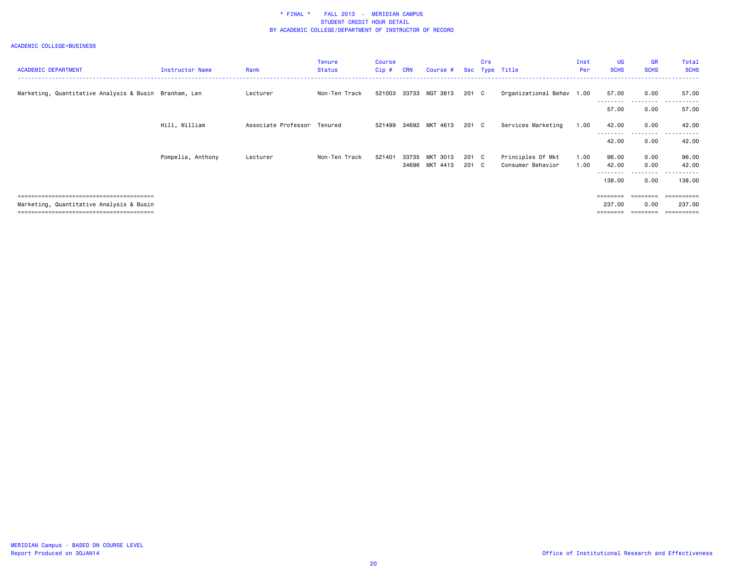# * FINAL * FALL 2013 - MERIDIAN CAMPUS
## STUDENT CREDIT HOUR DETAIL
## BY ACADEMIC COLLEGE/DEPARTMENT OF INSTRUCTOR OF RECORD

ACADEMIC COLLEGE=BUSINESS

| ACADEMIC DEPARTMENT | Instructor Name | Rank | Tenure Status | Course Cip # | CRN | Course # | Sec | Crs Type | Title | Inst Per | UG SCHS | GR SCHS | Total SCHS |
|---|---|---|---|---|---|---|---|---|---|---|---|---|---|
| Marketing, Quantitative Analysis & Busin | Branham, Len | Lecturer | Non-Ten Track | 521003 | 33733 | MGT 3813 | 201 | C | Organizational Behav | 1.00 | 57.00 | 0.00 | 57.00 |
| | | | | | | | | | | | 57.00 | 0.00 | 57.00 |
| | Hill, William | Associate Professor | Tenured | 521499 | 34692 | MKT 4613 | 201 | C | Services Marketing | 1.00 | 42.00 | 0.00 | 42.00 |
| | | | | | | | | | | | 42.00 | 0.00 | 42.00 |
| | Pompelia, Anthony | Lecturer | Non-Ten Track | 521401 | 33735 | MKT 3013 | 201 | C | Principles Of Mkt | 1.00 | 96.00 | 0.00 | 96.00 |
| | | | | | 34696 | MKT 4413 | 201 | C | Consumer Behavior | 1.00 | 42.00 | 0.00 | 42.00 |
| | | | | | | | | | | | 138.00 | 0.00 | 138.00 |
| Marketing, Quantitative Analysis & Busin | | | | | | | | | | | 237.00 | 0.00 | 237.00 |

MERIDIAN Campus - BASED ON COURSE LEVEL
Report Produced on 30JAN14

Office of Institutional Research and Effectiveness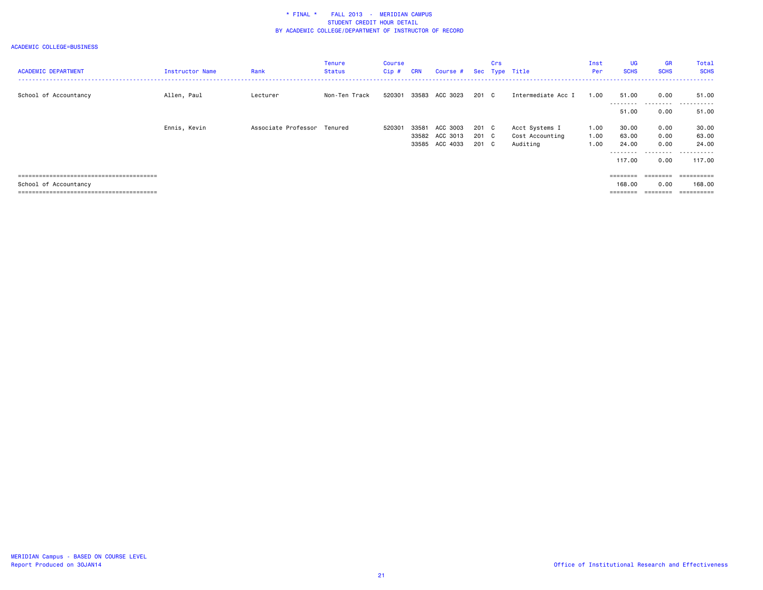# \* FINAL \* FALL 2013 - MERIDIAN CAMPUS
## STUDENT CREDIT HOUR DETAIL
## BY ACADEMIC COLLEGE/DEPARTMENT OF INSTRUCTOR OF RECORD

ACADEMIC COLLEGE=BUSINESS

| ACADEMIC DEPARTMENT | Instructor Name | Rank | Tenure Status | Course Cip # | CRN | Course # | Sec | Crs Type | Title | Inst Per | UG SCHS | GR SCHS | Total SCHS |
|---|---|---|---|---|---|---|---|---|---|---|---|---|---|
| School of Accountancy | Allen, Paul | Lecturer | Non-Ten Track | 520301 | 33583 | ACC 3023 | 201 | C | Intermediate Acc I | 1.00 | 51.00 | 0.00 | 51.00 |
| | | | | | | | | | | | 51.00 | 0.00 | 51.00 |
| | Ennis, Kevin | Associate Professor | Tenured | 520301 | 33581 | ACC 3003 | 201 | C | Acct Systems I | 1.00 | 30.00 | 0.00 | 30.00 |
| | | | | | 33582 | ACC 3013 | 201 | C | Cost Accounting | 1.00 | 63.00 | 0.00 | 63.00 |
| | | | | | 33585 | ACC 4033 | 201 | C | Auditing | 1.00 | 24.00 | 0.00 | 24.00 |
| | | | | | | | | | | | 117.00 | 0.00 | 117.00 |
| School of Accountancy | | | | | | | | | | | 168.00 | 0.00 | 168.00 |

MERIDIAN Campus - BASED ON COURSE LEVEL
Report Produced on 30JAN14

Office of Institutional Research and Effectiveness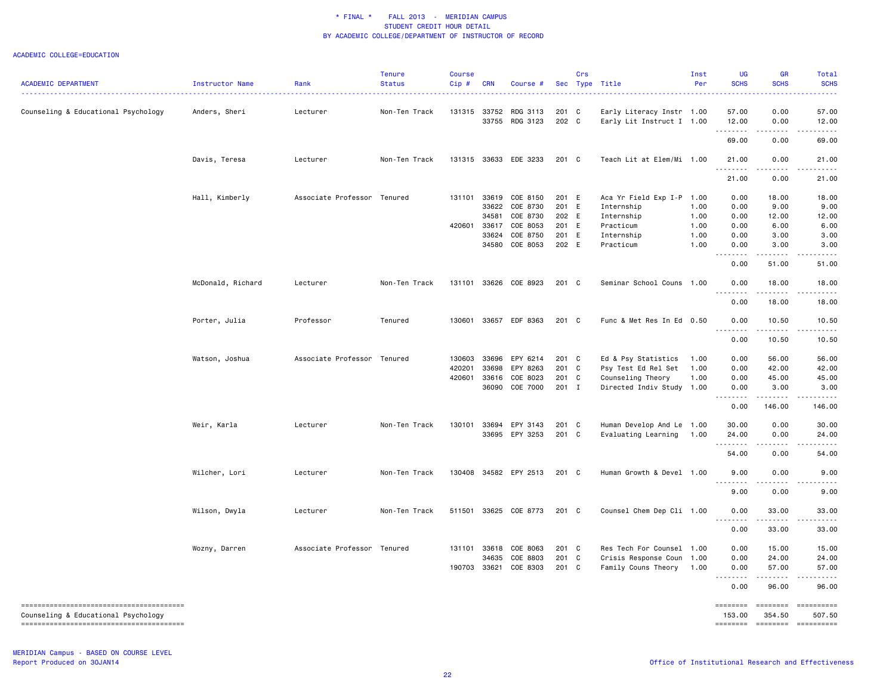\* FINAL \* FALL 2013 - MERIDIAN CAMPUS
STUDENT CREDIT HOUR DETAIL
BY ACADEMIC COLLEGE/DEPARTMENT OF INSTRUCTOR OF RECORD

ACADEMIC COLLEGE=EDUCATION

| ACADEMIC DEPARTMENT | Instructor Name | Rank | Tenure Status | Course Cip # | CRN | Course # | Sec | Crs Type | Title | Inst Per | UG SCHS | GR SCHS | Total SCHS |
|---|---|---|---|---|---|---|---|---|---|---|---|---|---|
| Counseling & Educational Psychology | Anders, Sheri | Lecturer | Non-Ten Track | 131315 | 33752 | RDG 3113 | 201 | C | Early Literacy Instr | 1.00 | 57.00 | 0.00 | 57.00 |
| | | | | | 33755 | RDG 3123 | 202 | C | Early Lit Instruct I | 1.00 | 12.00 | 0.00 | 12.00 |
| | | | | | | | | | | | 69.00 | 0.00 | 69.00 |
| | Davis, Teresa | Lecturer | Non-Ten Track | 131315 | 33633 | EDE 3233 | 201 | C | Teach Lit at Elem/Mi | 1.00 | 21.00 | 0.00 | 21.00 |
| | | | | | | | | | | | 21.00 | 0.00 | 21.00 |
| | Hall, Kimberly | Associate Professor | Tenured | 131101 | 33619 | COE 8150 | 201 | E | Aca Yr Field Exp I-P | 1.00 | 0.00 | 18.00 | 18.00 |
| | | | | | 33622 | COE 8730 | 201 | E | Internship | 1.00 | 0.00 | 9.00 | 9.00 |
| | | | | | 34581 | COE 8730 | 202 | E | Internship | 1.00 | 0.00 | 12.00 | 12.00 |
| | | | | 420601 | 33617 | COE 8053 | 201 | E | Practicum | 1.00 | 0.00 | 6.00 | 6.00 |
| | | | | | 33624 | COE 8750 | 201 | E | Internship | 1.00 | 0.00 | 3.00 | 3.00 |
| | | | | | 34580 | COE 8053 | 202 | E | Practicum | 1.00 | 0.00 | 3.00 | 3.00 |
| | | | | | | | | | | | 0.00 | 51.00 | 51.00 |
| | McDonald, Richard | Lecturer | Non-Ten Track | 131101 | 33626 | COE 8923 | 201 | C | Seminar School Couns | 1.00 | 0.00 | 18.00 | 18.00 |
| | | | | | | | | | | | 0.00 | 18.00 | 18.00 |
| | Porter, Julia | Professor | Tenured | 130601 | 33657 | EDF 8363 | 201 | C | Func & Met Res In Ed | 0.50 | 0.00 | 10.50 | 10.50 |
| | | | | | | | | | | | 0.00 | 10.50 | 10.50 |
| | Watson, Joshua | Associate Professor | Tenured | 130603 | 33696 | EPY 6214 | 201 | C | Ed & Psy Statistics | 1.00 | 0.00 | 56.00 | 56.00 |
| | | | | 420201 | 33698 | EPY 8263 | 201 | C | Psy Test Ed Rel Set | 1.00 | 0.00 | 42.00 | 42.00 |
| | | | | 420601 | 33616 | COE 8023 | 201 | C | Counseling Theory | 1.00 | 0.00 | 45.00 | 45.00 |
| | | | | | 36090 | COE 7000 | 201 | I | Directed Indiv Study | 1.00 | 0.00 | 3.00 | 3.00 |
| | | | | | | | | | | | 0.00 | 146.00 | 146.00 |
| | Weir, Karla | Lecturer | Non-Ten Track | 130101 | 33694 | EPY 3143 | 201 | C | Human Develop And Le | 1.00 | 30.00 | 0.00 | 30.00 |
| | | | | | 33695 | EPY 3253 | 201 | C | Evaluating Learning | 1.00 | 24.00 | 0.00 | 24.00 |
| | | | | | | | | | | | 54.00 | 0.00 | 54.00 |
| | Wilcher, Lori | Lecturer | Non-Ten Track | 130408 | 34582 | EPY 2513 | 201 | C | Human Growth & Devel | 1.00 | 9.00 | 0.00 | 9.00 |
| | | | | | | | | | | | 9.00 | 0.00 | 9.00 |
| | Wilson, Dwyla | Lecturer | Non-Ten Track | 511501 | 33625 | COE 8773 | 201 | C | Counsel Chem Dep Cli | 1.00 | 0.00 | 33.00 | 33.00 |
| | | | | | | | | | | | 0.00 | 33.00 | 33.00 |
| | Wozny, Darren | Associate Professor | Tenured | 131101 | 33618 | COE 8063 | 201 | C | Res Tech For Counsel | 1.00 | 0.00 | 15.00 | 15.00 |
| | | | | | 34635 | COE 8803 | 201 | C | Crisis Response Coun | 1.00 | 0.00 | 24.00 | 24.00 |
| | | | | 190703 | 33621 | COE 8303 | 201 | C | Family Couns Theory | 1.00 | 0.00 | 57.00 | 57.00 |
| | | | | | | | | | | | 0.00 | 96.00 | 96.00 |
| Counseling & Educational Psychology | | | | | | | | | | | 153.00 | 354.50 | 507.50 |

MERIDIAN Campus - BASED ON COURSE LEVEL
Report Produced on 30JAN14

Office of Institutional Research and Effectiveness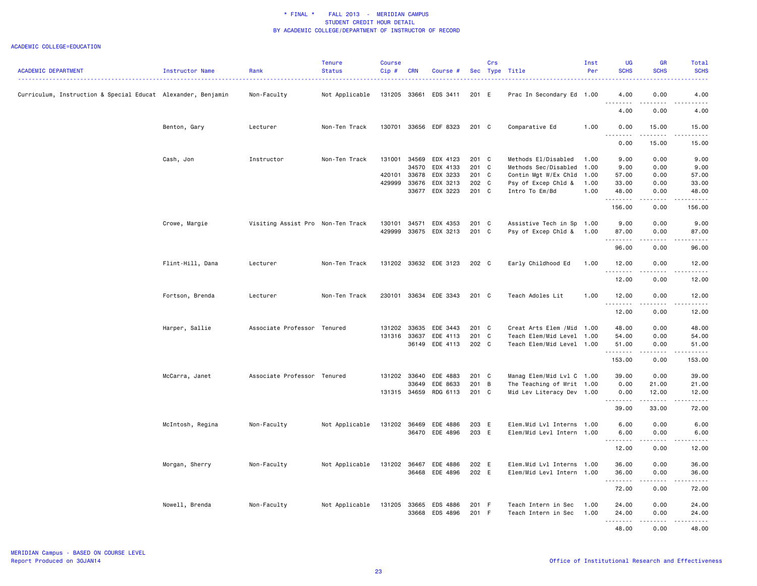# * FINAL * FALL 2013 - MERIDIAN CAMPUS
## STUDENT CREDIT HOUR DETAIL
## BY ACADEMIC COLLEGE/DEPARTMENT OF INSTRUCTOR OF RECORD

ACADEMIC COLLEGE=EDUCATION

| ACADEMIC DEPARTMENT | Instructor Name | Rank | Tenure Status | Course Cip # | CRN | Course # | Sec | Crs Type | Title | Inst Per | UG SCHS | GR SCHS | Total SCHS |
|---|---|---|---|---|---|---|---|---|---|---|---|---|---|
| Curriculum, Instruction & Special Educat | Alexander, Benjamin | Non-Faculty | Not Applicable | 131205 | 33661 | EDS 3411 | 201 | E | Prac In Secondary Ed | 1.00 | 4.00 | 0.00 | 4.00 |
| | | | | | | | | | | | 4.00 | 0.00 | 4.00 |
| | Benton, Gary | Lecturer | Non-Ten Track | 130701 | 33656 | EDF 8323 | 201 | C | Comparative Ed | 1.00 | 0.00 | 15.00 | 15.00 |
| | | | | | | | | | | | 0.00 | 15.00 | 15.00 |
| | Cash, Jon | Instructor | Non-Ten Track | 131001 | 34569 | EDX 4123 | 201 | C | Methods El/Disabled | 1.00 | 9.00 | 0.00 | 9.00 |
| | | | | | 34570 | EDX 4133 | 201 | C | Methods Sec/Disabled | 1.00 | 9.00 | 0.00 | 9.00 |
| | | | | 420101 | 33678 | EDX 3233 | 201 | C | Contin Mgt W/Ex Chld | 1.00 | 57.00 | 0.00 | 57.00 |
| | | | | 429999 | 33676 | EDX 3213 | 202 | C | Psy of Excep Chld & | 1.00 | 33.00 | 0.00 | 33.00 |
| | | | | | 33677 | EDX 3223 | 201 | C | Intro To Em/Bd | 1.00 | 48.00 | 0.00 | 48.00 |
| | | | | | | | | | | | 156.00 | 0.00 | 156.00 |
| | Crowe, Margie | Visiting Assist Pro | Non-Ten Track | 130101 | 34571 | EDX 4353 | 201 | C | Assistive Tech in Sp | 1.00 | 9.00 | 0.00 | 9.00 |
| | | | | 429999 | 33675 | EDX 3213 | 201 | C | Psy of Excep Chld & | 1.00 | 87.00 | 0.00 | 87.00 |
| | | | | | | | | | | | 96.00 | 0.00 | 96.00 |
| | Flint-Hill, Dana | Lecturer | Non-Ten Track | 131202 | 33632 | EDE 3123 | 202 | C | Early Childhood Ed | 1.00 | 12.00 | 0.00 | 12.00 |
| | | | | | | | | | | | 12.00 | 0.00 | 12.00 |
| | Fortson, Brenda | Lecturer | Non-Ten Track | 230101 | 33634 | EDE 3343 | 201 | C | Teach Adoles Lit | 1.00 | 12.00 | 0.00 | 12.00 |
| | | | | | | | | | | | 12.00 | 0.00 | 12.00 |
| | Harper, Sallie | Associate Professor | Tenured | 131202 | 33635 | EDE 3443 | 201 | C | Creat Arts Elem /Mid | 1.00 | 48.00 | 0.00 | 48.00 |
| | | | | 131316 | 33637 | EDE 4113 | 201 | C | Teach Elem/Mid Level | 1.00 | 54.00 | 0.00 | 54.00 |
| | | | | | 36149 | EDE 4113 | 202 | C | Teach Elem/Mid Level | 1.00 | 51.00 | 0.00 | 51.00 |
| | | | | | | | | | | | 153.00 | 0.00 | 153.00 |
| | McCarra, Janet | Associate Professor | Tenured | 131202 | 33640 | EDE 4883 | 201 | C | Manag Elem/Mid Lvl C | 1.00 | 39.00 | 0.00 | 39.00 |
| | | | | | 33649 | EDE 8633 | 201 | B | The Teaching of Writ | 1.00 | 0.00 | 21.00 | 21.00 |
| | | | | 131315 | 34659 | RDG 6113 | 201 | C | Mid Lev Literacy Dev | 1.00 | 0.00 | 12.00 | 12.00 |
| | | | | | | | | | | | 39.00 | 33.00 | 72.00 |
| | McIntosh, Regina | Non-Faculty | Not Applicable | 131202 | 36469 | EDE 4886 | 203 | E | Elem.Mid Lvl Interns | 1.00 | 6.00 | 0.00 | 6.00 |
| | | | | | 36470 | EDE 4896 | 203 | E | Elem/Mid Levl Intern | 1.00 | 6.00 | 0.00 | 6.00 |
| | | | | | | | | | | | 12.00 | 0.00 | 12.00 |
| | Morgan, Sherry | Non-Faculty | Not Applicable | 131202 | 36467 | EDE 4886 | 202 | E | Elem.Mid Lvl Interns | 1.00 | 36.00 | 0.00 | 36.00 |
| | | | | | 36468 | EDE 4896 | 202 | E | Elem/Mid Levl Intern | 1.00 | 36.00 | 0.00 | 36.00 |
| | | | | | | | | | | | 72.00 | 0.00 | 72.00 |
| | Nowell, Brenda | Non-Faculty | Not Applicable | 131205 | 33665 | EDS 4886 | 201 | F | Teach Intern in Sec | 1.00 | 24.00 | 0.00 | 24.00 |
| | | | | | 33668 | EDS 4896 | 201 | F | Teach Intern in Sec | 1.00 | 24.00 | 0.00 | 24.00 |
| | | | | | | | | | | | 48.00 | 0.00 | 48.00 |

MERIDIAN Campus - BASED ON COURSE LEVEL
Report Produced on 30JAN14

Office of Institutional Research and Effectiveness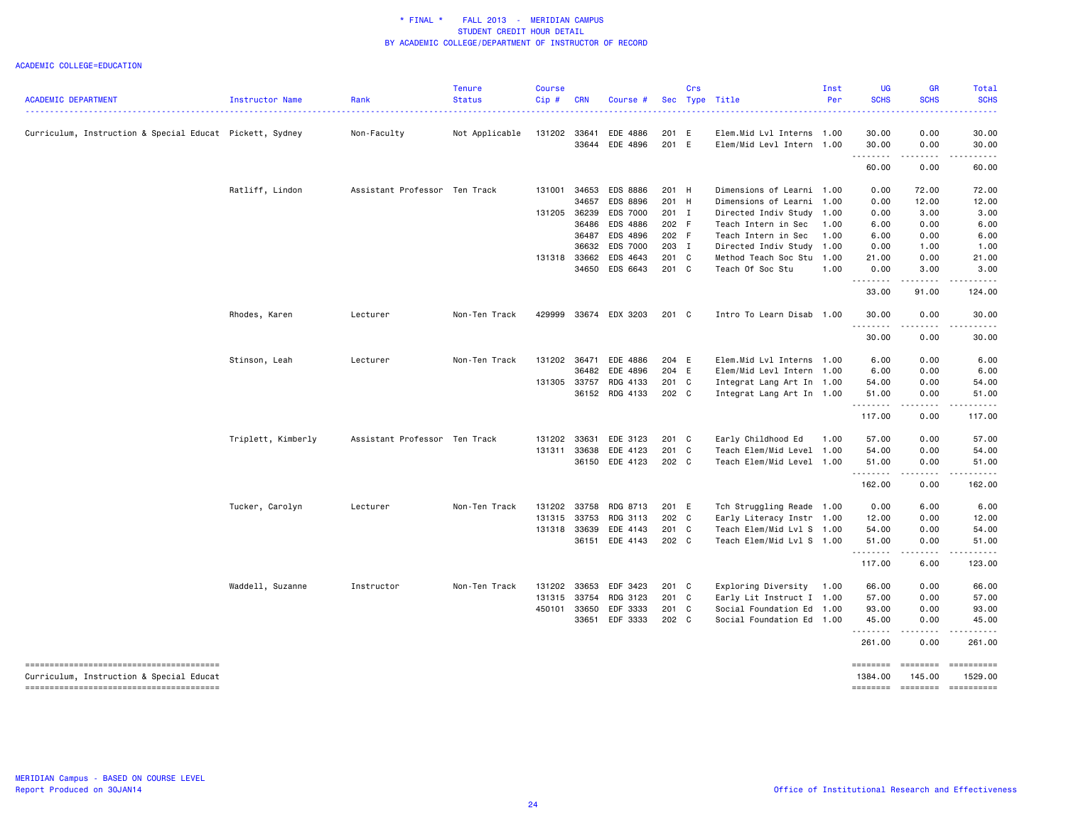\* FINAL \* FALL 2013 - MERIDIAN CAMPUS
STUDENT CREDIT HOUR DETAIL
BY ACADEMIC COLLEGE/DEPARTMENT OF INSTRUCTOR OF RECORD

ACADEMIC COLLEGE=EDUCATION

| ACADEMIC DEPARTMENT | Instructor Name | Rank | Tenure Status | Course Cip # | CRN | Course # | Sec | Crs Type | Title | Inst Per | UG SCHS | GR SCHS | Total SCHS |
|---|---|---|---|---|---|---|---|---|---|---|---|---|---|
| Curriculum, Instruction & Special Educat | Pickett, Sydney | Non-Faculty | Not Applicable | 131202 | 33641 | EDE 4886 | 201 | E | Elem.Mid Lvl Interns | 1.00 | 30.00 | 0.00 | 30.00 |
| | | | | | 33644 | EDE 4896 | 201 | E | Elem/Mid Levl Intern | 1.00 | 30.00 | 0.00 | 30.00 |
| | | | | | | | | | | | 60.00 | 0.00 | 60.00 |
| | Ratliff, Lindon | Assistant Professor | Ten Track | 131001 | 34653 | EDS 8886 | 201 | H | Dimensions of Learni | 1.00 | 0.00 | 72.00 | 72.00 |
| | | | | | 34657 | EDS 8896 | 201 | H | Dimensions of Learni | 1.00 | 0.00 | 12.00 | 12.00 |
| | | | | 131205 | 36239 | EDS 7000 | 201 | I | Directed Indiv Study | 1.00 | 0.00 | 3.00 | 3.00 |
| | | | | | 36486 | EDS 4886 | 202 | F | Teach Intern in Sec | 1.00 | 6.00 | 0.00 | 6.00 |
| | | | | | 36487 | EDS 4896 | 202 | F | Teach Intern in Sec | 1.00 | 6.00 | 0.00 | 6.00 |
| | | | | | 36632 | EDS 7000 | 203 | I | Directed Indiv Study | 1.00 | 0.00 | 1.00 | 1.00 |
| | | | | 131318 | 33662 | EDS 4643 | 201 | C | Method Teach Soc Stu | 1.00 | 21.00 | 0.00 | 21.00 |
| | | | | | 34650 | EDS 6643 | 201 | C | Teach Of Soc Stu | 1.00 | 0.00 | 3.00 | 3.00 |
| | | | | | | | | | | | 33.00 | 91.00 | 124.00 |
| | Rhodes, Karen | Lecturer | Non-Ten Track | 429999 | 33674 | EDX 3203 | 201 | C | Intro To Learn Disab | 1.00 | 30.00 | 0.00 | 30.00 |
| | | | | | | | | | | | 30.00 | 0.00 | 30.00 |
| | Stinson, Leah | Lecturer | Non-Ten Track | 131202 | 36471 | EDE 4886 | 204 | E | Elem.Mid Lvl Interns | 1.00 | 6.00 | 0.00 | 6.00 |
| | | | | | 36482 | EDE 4896 | 204 | E | Elem/Mid Levl Intern | 1.00 | 6.00 | 0.00 | 6.00 |
| | | | | 131305 | 33757 | RDG 4133 | 201 | C | Integrat Lang Art In | 1.00 | 54.00 | 0.00 | 54.00 |
| | | | | | 36152 | RDG 4133 | 202 | C | Integrat Lang Art In | 1.00 | 51.00 | 0.00 | 51.00 |
| | | | | | | | | | | | 117.00 | 0.00 | 117.00 |
| | Triplett, Kimberly | Assistant Professor | Ten Track | 131202 | 33631 | EDE 3123 | 201 | C | Early Childhood Ed | 1.00 | 57.00 | 0.00 | 57.00 |
| | | | | 131311 | 33638 | EDE 4123 | 201 | C | Teach Elem/Mid Level | 1.00 | 54.00 | 0.00 | 54.00 |
| | | | | | 36150 | EDE 4123 | 202 | C | Teach Elem/Mid Level | 1.00 | 51.00 | 0.00 | 51.00 |
| | | | | | | | | | | | 162.00 | 0.00 | 162.00 |
| | Tucker, Carolyn | Lecturer | Non-Ten Track | 131202 | 33758 | RDG 8713 | 201 | E | Tch Struggling Reade | 1.00 | 0.00 | 6.00 | 6.00 |
| | | | | 131315 | 33753 | RDG 3113 | 202 | C | Early Literacy Instr | 1.00 | 12.00 | 0.00 | 12.00 |
| | | | | 131318 | 33639 | EDE 4143 | 201 | C | Teach Elem/Mid Lvl S | 1.00 | 54.00 | 0.00 | 54.00 |
| | | | | | 36151 | EDE 4143 | 202 | C | Teach Elem/Mid Lvl S | 1.00 | 51.00 | 0.00 | 51.00 |
| | | | | | | | | | | | 117.00 | 6.00 | 123.00 |
| | Waddell, Suzanne | Instructor | Non-Ten Track | 131202 | 33653 | EDF 3423 | 201 | C | Exploring Diversity | 1.00 | 66.00 | 0.00 | 66.00 |
| | | | | 131315 | 33754 | RDG 3123 | 201 | C | Early Lit Instruct I | 1.00 | 57.00 | 0.00 | 57.00 |
| | | | | 450101 | 33650 | EDF 3333 | 201 | C | Social Foundation Ed | 1.00 | 93.00 | 0.00 | 93.00 |
| | | | | | 33651 | EDF 3333 | 202 | C | Social Foundation Ed | 1.00 | 45.00 | 0.00 | 45.00 |
| | | | | | | | | | | | 261.00 | 0.00 | 261.00 |
| Curriculum, Instruction & Special Educat | | | | | | | | | | | 1384.00 | 145.00 | 1529.00 |

MERIDIAN Campus - BASED ON COURSE LEVEL
Report Produced on 30JAN14

Office of Institutional Research and Effectiveness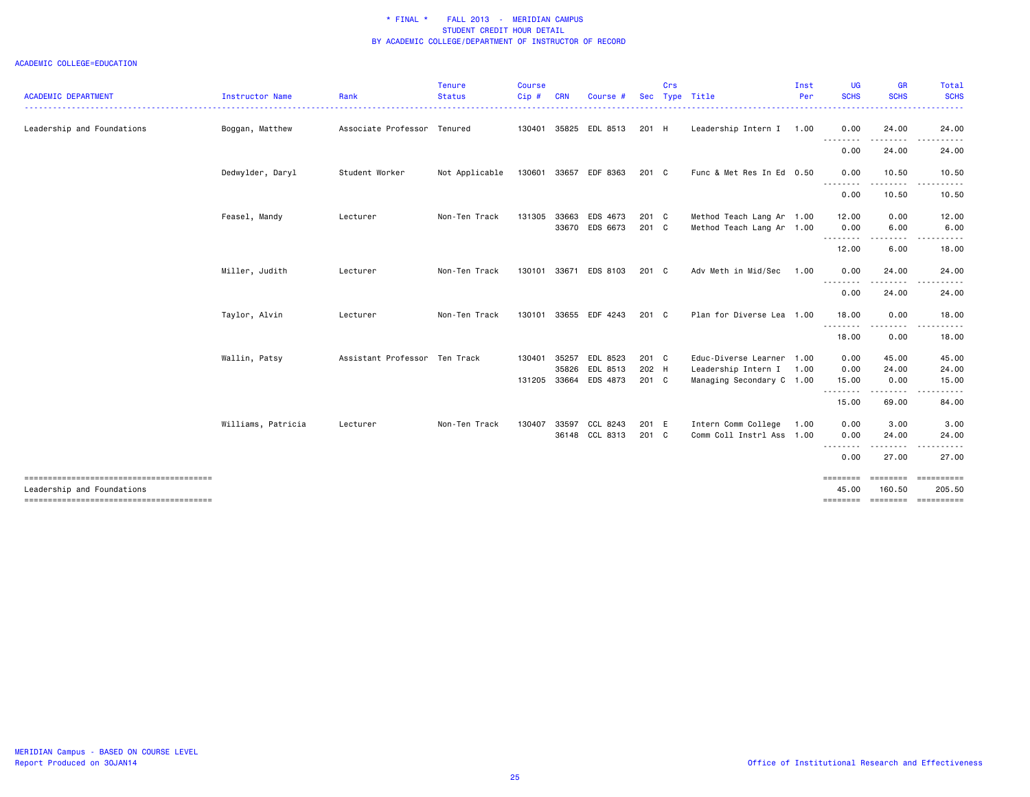\* FINAL \* FALL 2013 - MERIDIAN CAMPUS
STUDENT CREDIT HOUR DETAIL
BY ACADEMIC COLLEGE/DEPARTMENT OF INSTRUCTOR OF RECORD

ACADEMIC COLLEGE=EDUCATION

| ACADEMIC DEPARTMENT | Instructor Name | Rank | Tenure Status | Course Cip # | CRN | Course # | Sec | Crs Type | Title | Inst Per | UG SCHS | GR SCHS | Total SCHS |
|---|---|---|---|---|---|---|---|---|---|---|---|---|---|
| Leadership and Foundations | Boggan, Matthew | Associate Professor | Tenured | 130401 | 35825 | EDL 8513 | 201 | H | Leadership Intern I | 1.00 | 0.00 | 24.00 | 24.00 |
| | | | | | | | | | | | 0.00 | 24.00 | 24.00 |
| | Dedwylder, Daryl | Student Worker | Not Applicable | 130601 | 33657 | EDF 8363 | 201 | C | Func & Met Res In Ed | 0.50 | 0.00 | 10.50 | 10.50 |
| | | | | | | | | | | | 0.00 | 10.50 | 10.50 |
| | Feasel, Mandy | Lecturer | Non-Ten Track | 131305 | 33663 | EDS 4673 | 201 | C | Method Teach Lang Ar | 1.00 | 12.00 | 0.00 | 12.00 |
| | | | | | 33670 | EDS 6673 | 201 | C | Method Teach Lang Ar | 1.00 | 0.00 | 6.00 | 6.00 |
| | | | | | | | | | | | 12.00 | 6.00 | 18.00 |
| | Miller, Judith | Lecturer | Non-Ten Track | 130101 | 33671 | EDS 8103 | 201 | C | Adv Meth in Mid/Sec | 1.00 | 0.00 | 24.00 | 24.00 |
| | | | | | | | | | | | 0.00 | 24.00 | 24.00 |
| | Taylor, Alvin | Lecturer | Non-Ten Track | 130101 | 33655 | EDF 4243 | 201 | C | Plan for Diverse Lea | 1.00 | 18.00 | 0.00 | 18.00 |
| | | | | | | | | | | | 18.00 | 0.00 | 18.00 |
| | Wallin, Patsy | Assistant Professor | Ten Track | 130401 | 35257 | EDL 8523 | 201 | C | Educ-Diverse Learner | 1.00 | 0.00 | 45.00 | 45.00 |
| | | | | | 35826 | EDL 8513 | 202 | H | Leadership Intern I | 1.00 | 0.00 | 24.00 | 24.00 |
| | | | | 131205 | 33664 | EDS 4873 | 201 | C | Managing Secondary C | 1.00 | 15.00 | 0.00 | 15.00 |
| | | | | | | | | | | | 15.00 | 69.00 | 84.00 |
| | Williams, Patricia | Lecturer | Non-Ten Track | 130407 | 33597 | CCL 8243 | 201 | E | Intern Comm College | 1.00 | 0.00 | 3.00 | 3.00 |
| | | | | | 36148 | CCL 8313 | 201 | C | Comm Coll Instrl Ass | 1.00 | 0.00 | 24.00 | 24.00 |
| | | | | | | | | | | | 0.00 | 27.00 | 27.00 |
| Leadership and Foundations | | | | | | | | | | | 45.00 | 160.50 | 205.50 |

MERIDIAN Campus - BASED ON COURSE LEVEL
Report Produced on 30JAN14

Office of Institutional Research and Effectiveness